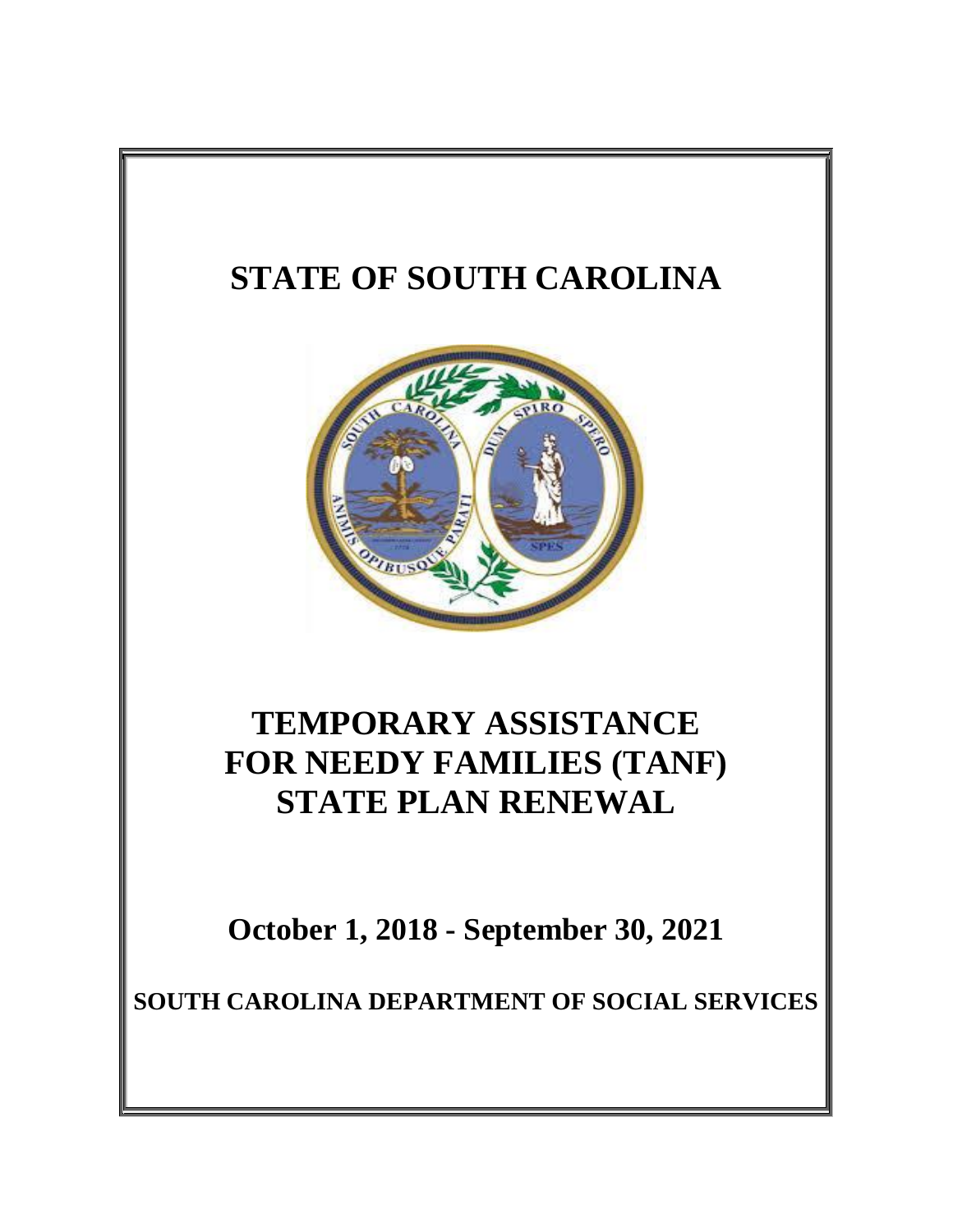# STATE OF SOUTH CAROLINA

# TEMPORARY ASSISTANCE FOR NEEDY FAMILIES (TANF) STATE PLAN RENEWAL

## October 1, 2018 - September 30, 2021

### SOUTH CAROLINA DEPARTMENT OF SOCIAL SERVICES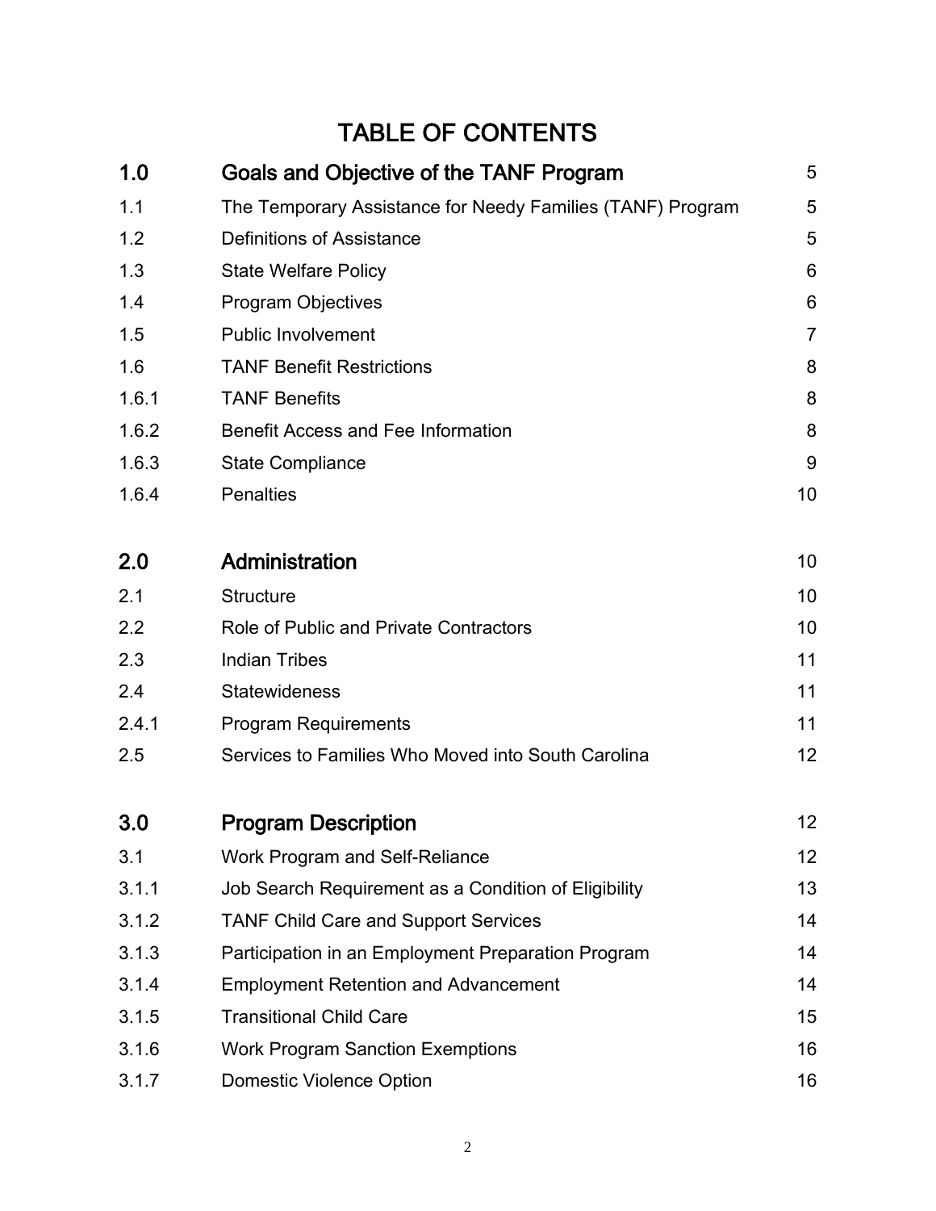# TABLE OF CONTENTS

| | | |
|---|---|---|
| **1.0** | **Goals and Objective of the TANF Program** | 5 |
| 1.1 | The Temporary Assistance for Needy Families (TANF) Program | 5 |
| 1.2 | Definitions of Assistance | 5 |
| 1.3 | State Welfare Policy | 6 |
| 1.4 | Program Objectives | 6 |
| 1.5 | Public Involvement | 7 |
| 1.6 | TANF Benefit Restrictions | 8 |
| 1.6.1 | TANF Benefits | 8 |
| 1.6.2 | Benefit Access and Fee Information | 8 |
| 1.6.3 | State Compliance | 9 |
| 1.6.4 | Penalties | 10 |
| **2.0** | **Administration** | 10 |
| 2.1 | Structure | 10 |
| 2.2 | Role of Public and Private Contractors | 10 |
| 2.3 | Indian Tribes | 11 |
| 2.4 | Statewideness | 11 |
| 2.4.1 | Program Requirements | 11 |
| 2.5 | Services to Families Who Moved into South Carolina | 12 |
| **3.0** | **Program Description** | 12 |
| 3.1 | Work Program and Self-Reliance | 12 |
| 3.1.1 | Job Search Requirement as a Condition of Eligibility | 13 |
| 3.1.2 | TANF Child Care and Support Services | 14 |
| 3.1.3 | Participation in an Employment Preparation Program | 14 |
| 3.1.4 | Employment Retention and Advancement | 14 |
| 3.1.5 | Transitional Child Care | 15 |
| 3.1.6 | Work Program Sanction Exemptions | 16 |
| 3.1.7 | Domestic Violence Option | 16 |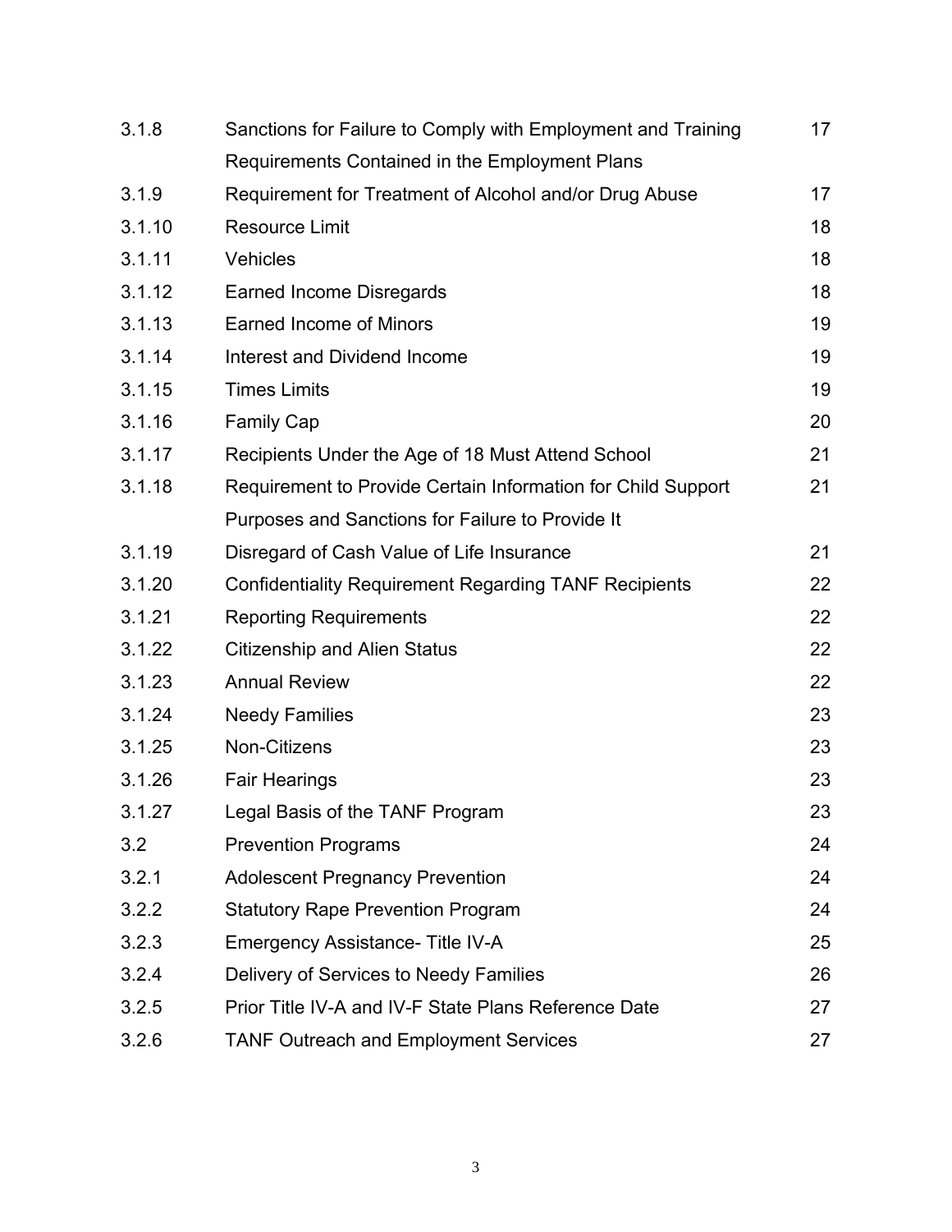| | | |
|---|---|---|
| 3.1.8 | Sanctions for Failure to Comply with Employment and Training Requirements Contained in the Employment Plans | 17 |
| 3.1.9 | Requirement for Treatment of Alcohol and/or Drug Abuse | 17 |
| 3.1.10 | Resource Limit | 18 |
| 3.1.11 | Vehicles | 18 |
| 3.1.12 | Earned Income Disregards | 18 |
| 3.1.13 | Earned Income of Minors | 19 |
| 3.1.14 | Interest and Dividend Income | 19 |
| 3.1.15 | Times Limits | 19 |
| 3.1.16 | Family Cap | 20 |
| 3.1.17 | Recipients Under the Age of 18 Must Attend School | 21 |
| 3.1.18 | Requirement to Provide Certain Information for Child Support Purposes and Sanctions for Failure to Provide It | 21 |
| 3.1.19 | Disregard of Cash Value of Life Insurance | 21 |
| 3.1.20 | Confidentiality Requirement Regarding TANF Recipients | 22 |
| 3.1.21 | Reporting Requirements | 22 |
| 3.1.22 | Citizenship and Alien Status | 22 |
| 3.1.23 | Annual Review | 22 |
| 3.1.24 | Needy Families | 23 |
| 3.1.25 | Non-Citizens | 23 |
| 3.1.26 | Fair Hearings | 23 |
| 3.1.27 | Legal Basis of the TANF Program | 23 |
| 3.2 | Prevention Programs | 24 |
| 3.2.1 | Adolescent Pregnancy Prevention | 24 |
| 3.2.2 | Statutory Rape Prevention Program | 24 |
| 3.2.3 | Emergency Assistance- Title IV-A | 25 |
| 3.2.4 | Delivery of Services to Needy Families | 26 |
| 3.2.5 | Prior Title IV-A and IV-F State Plans Reference Date | 27 |
| 3.2.6 | TANF Outreach and Employment Services | 27 |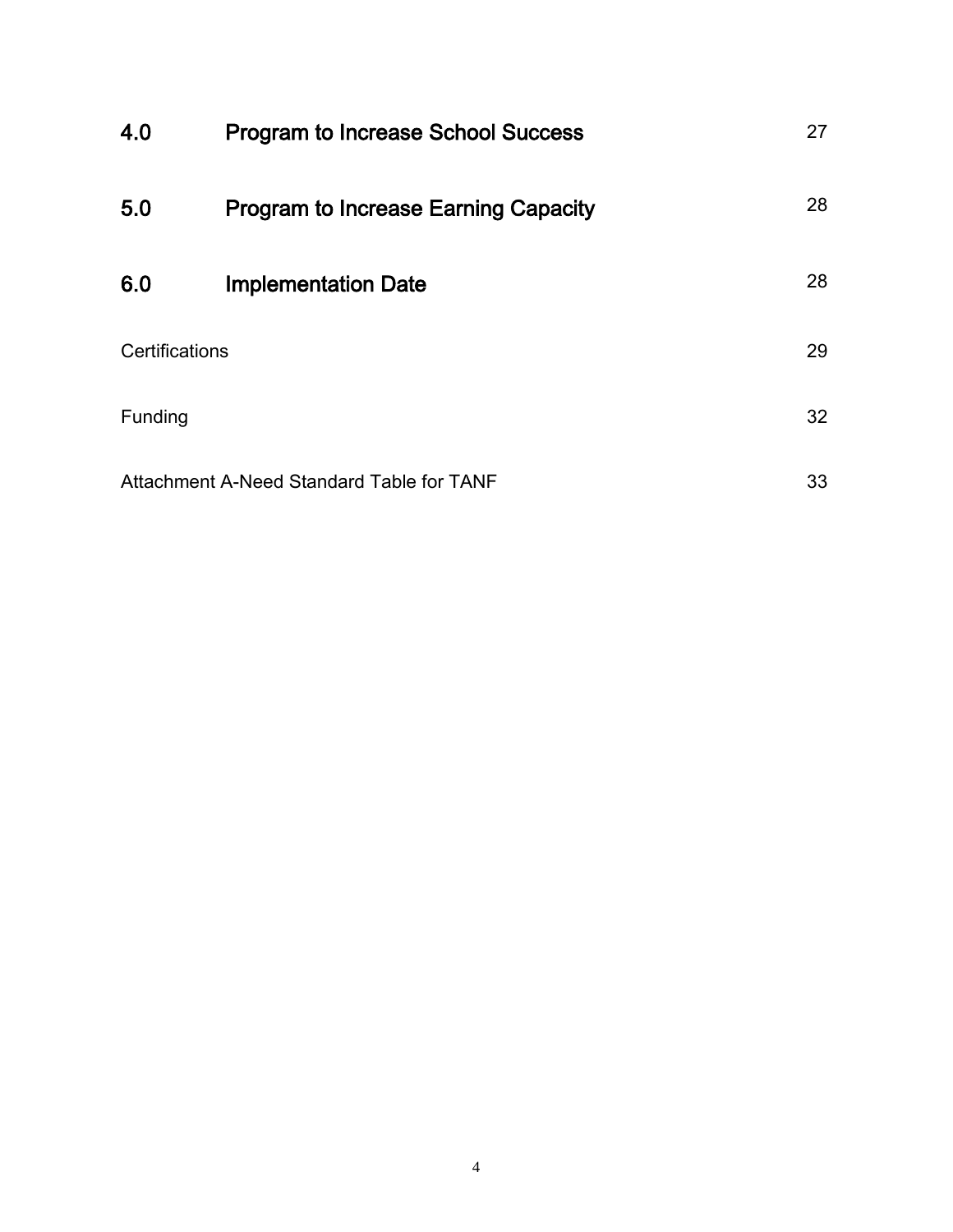| | | |
|---|---|---|
| **4.0** | **Program to Increase School Success** | 27 |
| **5.0** | **Program to Increase Earning Capacity** | 28 |
| **6.0** | **Implementation Date** | 28 |
| Certifications | | 29 |
| Funding | | 32 |
| Attachment A-Need Standard Table for TANF | | 33 |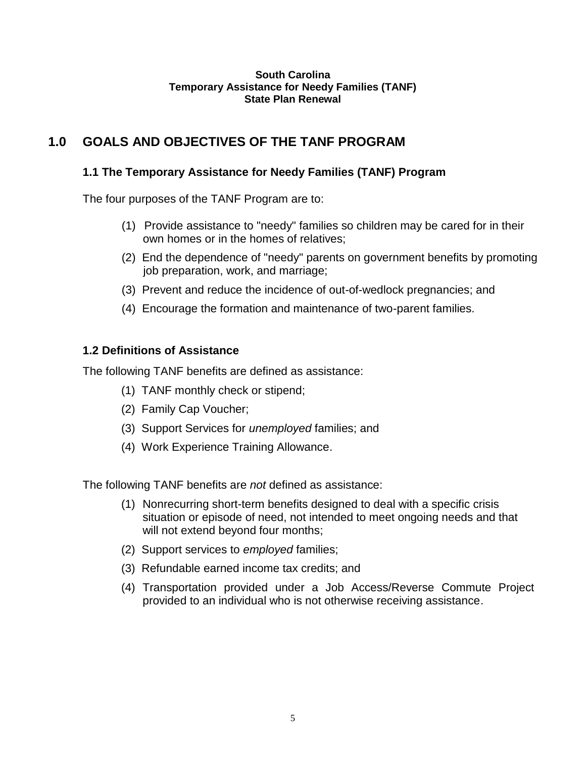**South Carolina**
**Temporary Assistance for Needy Families (TANF)**
**State Plan Renewal**

# 1.0 GOALS AND OBJECTIVES OF THE TANF PROGRAM

## 1.1 The Temporary Assistance for Needy Families (TANF) Program

The four purposes of the TANF Program are to:

(1) Provide assistance to "needy" families so children may be cared for in their own homes or in the homes of relatives;

(2) End the dependence of "needy" parents on government benefits by promoting job preparation, work, and marriage;

(3) Prevent and reduce the incidence of out-of-wedlock pregnancies; and

(4) Encourage the formation and maintenance of two-parent families.

## 1.2 Definitions of Assistance

The following TANF benefits are defined as assistance:

(1) TANF monthly check or stipend;

(2) Family Cap Voucher;

(3) Support Services for *unemployed* families; and

(4) Work Experience Training Allowance.

The following TANF benefits are *not* defined as assistance:

(1) Nonrecurring short-term benefits designed to deal with a specific crisis situation or episode of need, not intended to meet ongoing needs and that will not extend beyond four months;

(2) Support services to *employed* families;

(3) Refundable earned income tax credits; and

(4) Transportation provided under a Job Access/Reverse Commute Project provided to an individual who is not otherwise receiving assistance.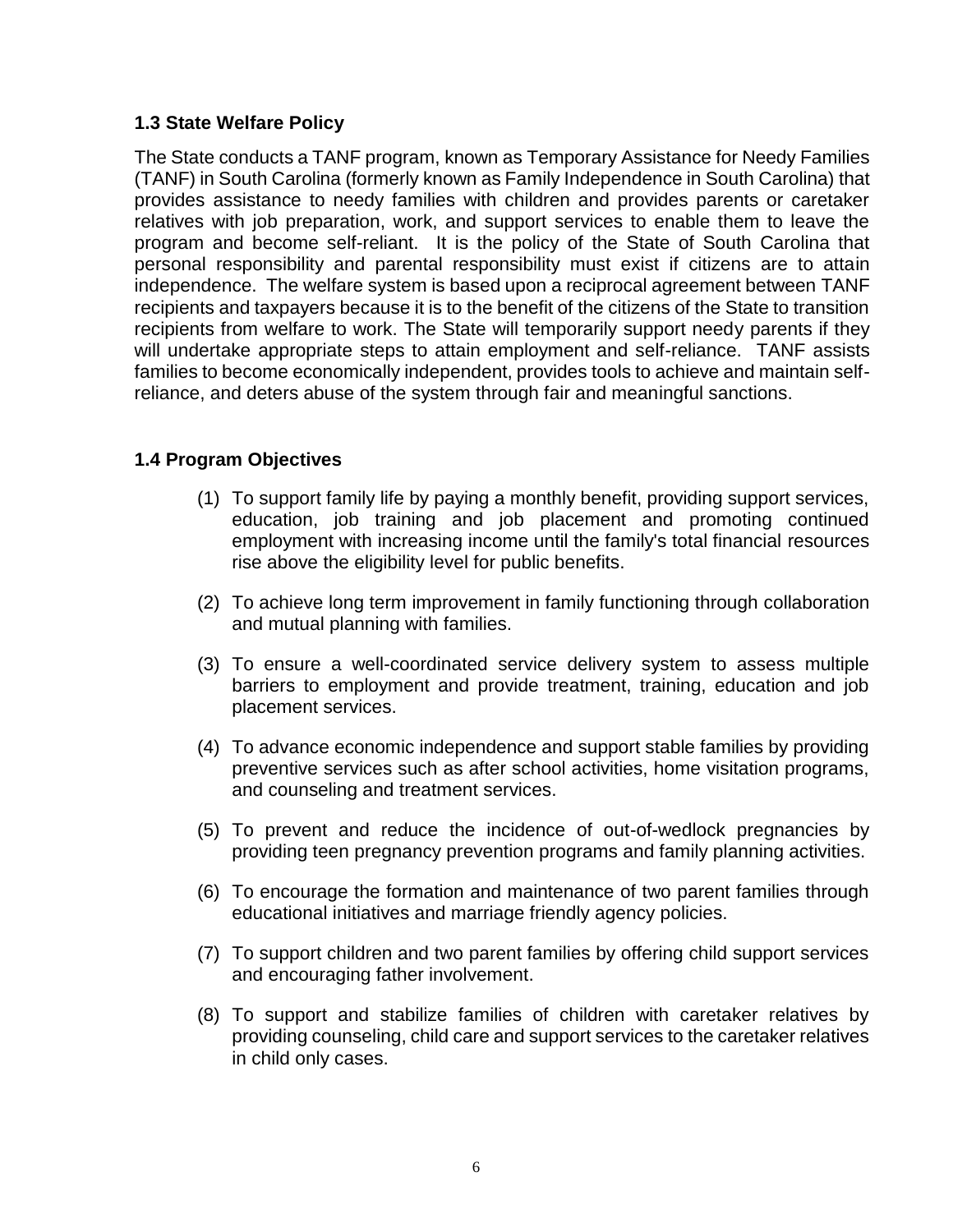### 1.3 State Welfare Policy

The State conducts a TANF program, known as Temporary Assistance for Needy Families (TANF) in South Carolina (formerly known as Family Independence in South Carolina) that provides assistance to needy families with children and provides parents or caretaker relatives with job preparation, work, and support services to enable them to leave the program and become self-reliant. It is the policy of the State of South Carolina that personal responsibility and parental responsibility must exist if citizens are to attain independence. The welfare system is based upon a reciprocal agreement between TANF recipients and taxpayers because it is to the benefit of the citizens of the State to transition recipients from welfare to work. The State will temporarily support needy parents if they will undertake appropriate steps to attain employment and self-reliance. TANF assists families to become economically independent, provides tools to achieve and maintain self-reliance, and deters abuse of the system through fair and meaningful sanctions.

### 1.4 Program Objectives

(1) To support family life by paying a monthly benefit, providing support services, education, job training and job placement and promoting continued employment with increasing income until the family's total financial resources rise above the eligibility level for public benefits.

(2) To achieve long term improvement in family functioning through collaboration and mutual planning with families.

(3) To ensure a well-coordinated service delivery system to assess multiple barriers to employment and provide treatment, training, education and job placement services.

(4) To advance economic independence and support stable families by providing preventive services such as after school activities, home visitation programs, and counseling and treatment services.

(5) To prevent and reduce the incidence of out-of-wedlock pregnancies by providing teen pregnancy prevention programs and family planning activities.

(6) To encourage the formation and maintenance of two parent families through educational initiatives and marriage friendly agency policies.

(7) To support children and two parent families by offering child support services and encouraging father involvement.

(8) To support and stabilize families of children with caretaker relatives by providing counseling, child care and support services to the caretaker relatives in child only cases.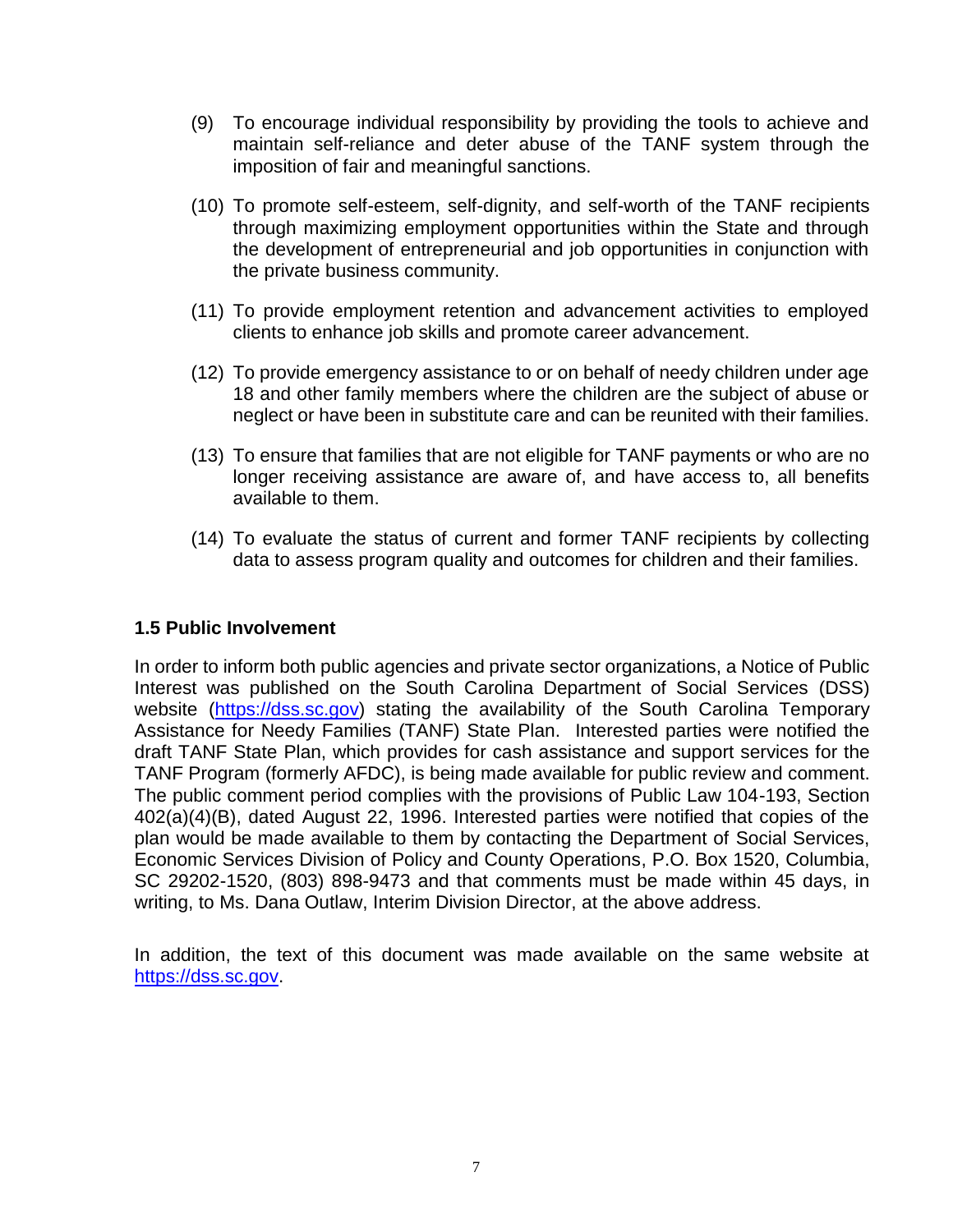(9) To encourage individual responsibility by providing the tools to achieve and maintain self-reliance and deter abuse of the TANF system through the imposition of fair and meaningful sanctions.

(10) To promote self-esteem, self-dignity, and self-worth of the TANF recipients through maximizing employment opportunities within the State and through the development of entrepreneurial and job opportunities in conjunction with the private business community.

(11) To provide employment retention and advancement activities to employed clients to enhance job skills and promote career advancement.

(12) To provide emergency assistance to or on behalf of needy children under age 18 and other family members where the children are the subject of abuse or neglect or have been in substitute care and can be reunited with their families.

(13) To ensure that families that are not eligible for TANF payments or who are no longer receiving assistance are aware of, and have access to, all benefits available to them.

(14) To evaluate the status of current and former TANF recipients by collecting data to assess program quality and outcomes for children and their families.

### 1.5 Public Involvement

In order to inform both public agencies and private sector organizations, a Notice of Public Interest was published on the South Carolina Department of Social Services (DSS) website (https://dss.sc.gov) stating the availability of the South Carolina Temporary Assistance for Needy Families (TANF) State Plan. Interested parties were notified the draft TANF State Plan, which provides for cash assistance and support services for the TANF Program (formerly AFDC), is being made available for public review and comment. The public comment period complies with the provisions of Public Law 104-193, Section 402(a)(4)(B), dated August 22, 1996. Interested parties were notified that copies of the plan would be made available to them by contacting the Department of Social Services, Economic Services Division of Policy and County Operations, P.O. Box 1520, Columbia, SC 29202-1520, (803) 898-9473 and that comments must be made within 45 days, in writing, to Ms. Dana Outlaw, Interim Division Director, at the above address.

In addition, the text of this document was made available on the same website at https://dss.sc.gov.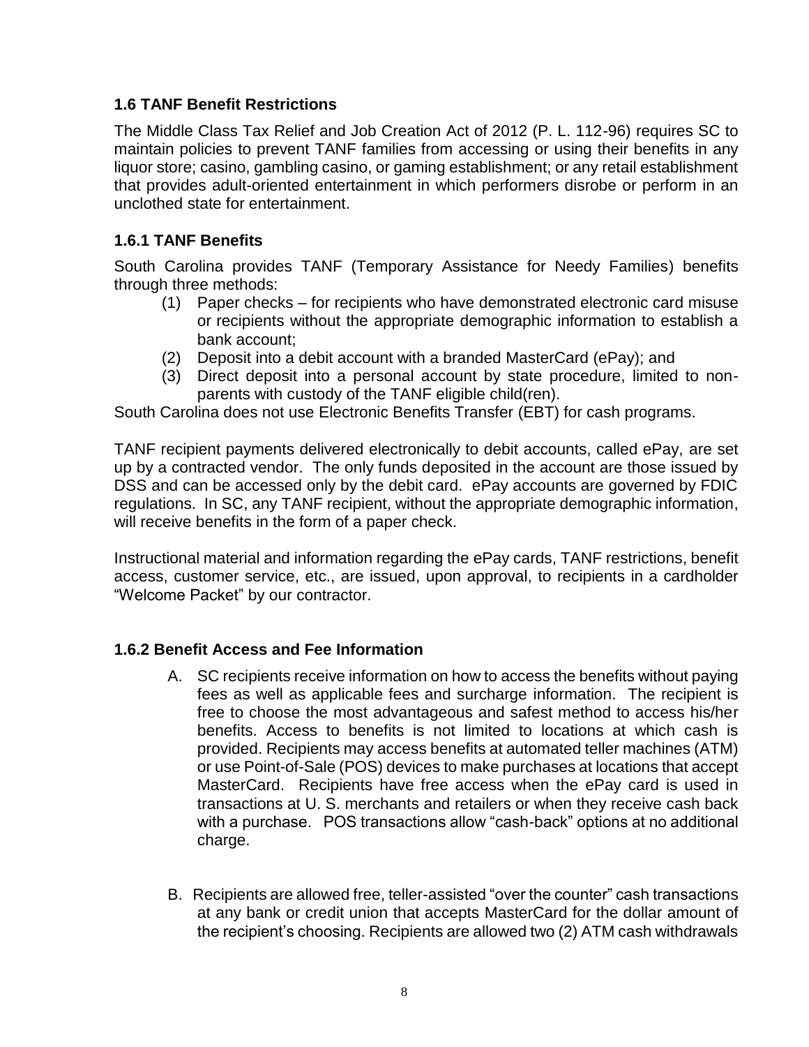### 1.6 TANF Benefit Restrictions

The Middle Class Tax Relief and Job Creation Act of 2012 (P. L. 112-96) requires SC to maintain policies to prevent TANF families from accessing or using their benefits in any liquor store; casino, gambling casino, or gaming establishment; or any retail establishment that provides adult-oriented entertainment in which performers disrobe or perform in an unclothed state for entertainment.

### 1.6.1 TANF Benefits

South Carolina provides TANF (Temporary Assistance for Needy Families) benefits through three methods:

(1) Paper checks – for recipients who have demonstrated electronic card misuse or recipients without the appropriate demographic information to establish a bank account;
(2) Deposit into a debit account with a branded MasterCard (ePay); and
(3) Direct deposit into a personal account by state procedure, limited to non-parents with custody of the TANF eligible child(ren).

South Carolina does not use Electronic Benefits Transfer (EBT) for cash programs.

TANF recipient payments delivered electronically to debit accounts, called ePay, are set up by a contracted vendor. The only funds deposited in the account are those issued by DSS and can be accessed only by the debit card. ePay accounts are governed by FDIC regulations. In SC, any TANF recipient, without the appropriate demographic information, will receive benefits in the form of a paper check.

Instructional material and information regarding the ePay cards, TANF restrictions, benefit access, customer service, etc., are issued, upon approval, to recipients in a cardholder "Welcome Packet" by our contractor.

### 1.6.2 Benefit Access and Fee Information

A. SC recipients receive information on how to access the benefits without paying fees as well as applicable fees and surcharge information. The recipient is free to choose the most advantageous and safest method to access his/her benefits. Access to benefits is not limited to locations at which cash is provided. Recipients may access benefits at automated teller machines (ATM) or use Point-of-Sale (POS) devices to make purchases at locations that accept MasterCard. Recipients have free access when the ePay card is used in transactions at U. S. merchants and retailers or when they receive cash back with a purchase. POS transactions allow "cash-back" options at no additional charge.

B. Recipients are allowed free, teller-assisted "over the counter" cash transactions at any bank or credit union that accepts MasterCard for the dollar amount of the recipient's choosing. Recipients are allowed two (2) ATM cash withdrawals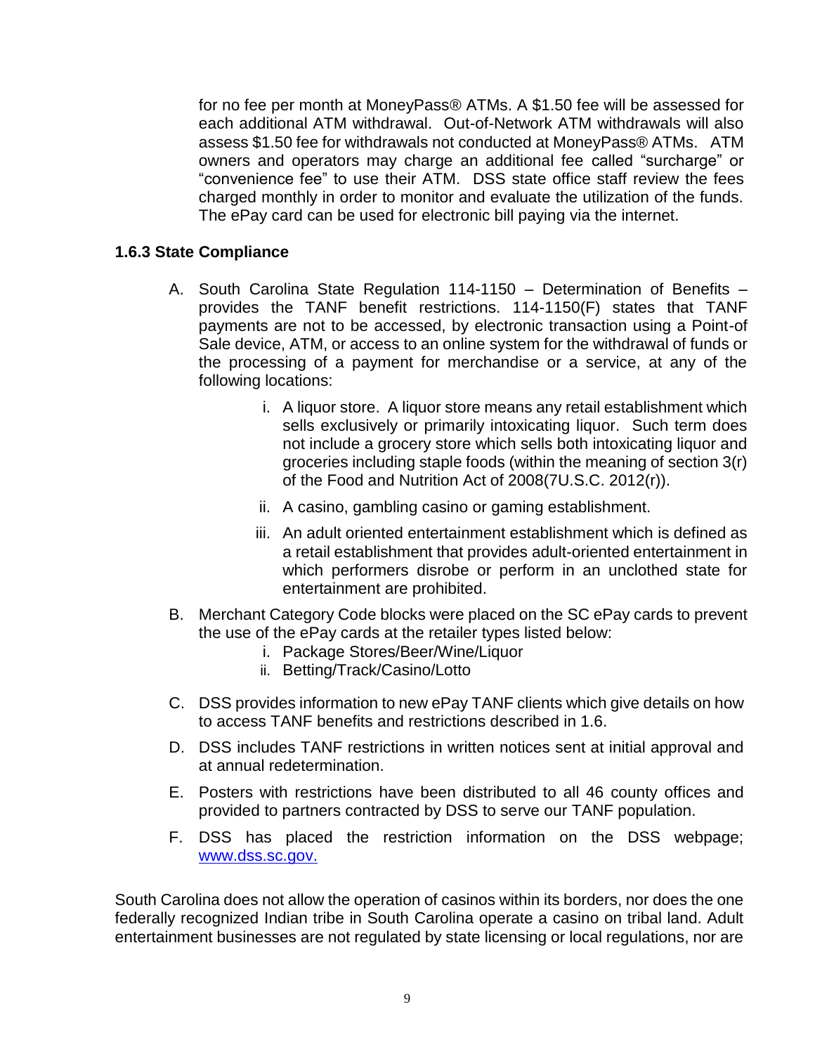for no fee per month at MoneyPass® ATMs. A $1.50 fee will be assessed for each additional ATM withdrawal. Out-of-Network ATM withdrawals will also assess $1.50 fee for withdrawals not conducted at MoneyPass® ATMs. ATM owners and operators may charge an additional fee called "surcharge" or "convenience fee" to use their ATM. DSS state office staff review the fees charged monthly in order to monitor and evaluate the utilization of the funds. The ePay card can be used for electronic bill paying via the internet.

### 1.6.3 State Compliance

A. South Carolina State Regulation 114-1150 – Determination of Benefits – provides the TANF benefit restrictions. 114-1150(F) states that TANF payments are not to be accessed, by electronic transaction using a Point-of Sale device, ATM, or access to an online system for the withdrawal of funds or the processing of a payment for merchandise or a service, at any of the following locations:

   i. A liquor store. A liquor store means any retail establishment which sells exclusively or primarily intoxicating liquor. Such term does not include a grocery store which sells both intoxicating liquor and groceries including staple foods (within the meaning of section 3(r) of the Food and Nutrition Act of 2008(7U.S.C. 2012(r)).

   ii. A casino, gambling casino or gaming establishment.

   iii. An adult oriented entertainment establishment which is defined as a retail establishment that provides adult-oriented entertainment in which performers disrobe or perform in an unclothed state for entertainment are prohibited.

B. Merchant Category Code blocks were placed on the SC ePay cards to prevent the use of the ePay cards at the retailer types listed below:

   i. Package Stores/Beer/Wine/Liquor

   ii. Betting/Track/Casino/Lotto

C. DSS provides information to new ePay TANF clients which give details on how to access TANF benefits and restrictions described in 1.6.

D. DSS includes TANF restrictions in written notices sent at initial approval and at annual redetermination.

E. Posters with restrictions have been distributed to all 46 county offices and provided to partners contracted by DSS to serve our TANF population.

F. DSS has placed the restriction information on the DSS webpage; [www.dss.sc.gov.](http://www.dss.sc.gov)

South Carolina does not allow the operation of casinos within its borders, nor does the one federally recognized Indian tribe in South Carolina operate a casino on tribal land. Adult entertainment businesses are not regulated by state licensing or local regulations, nor are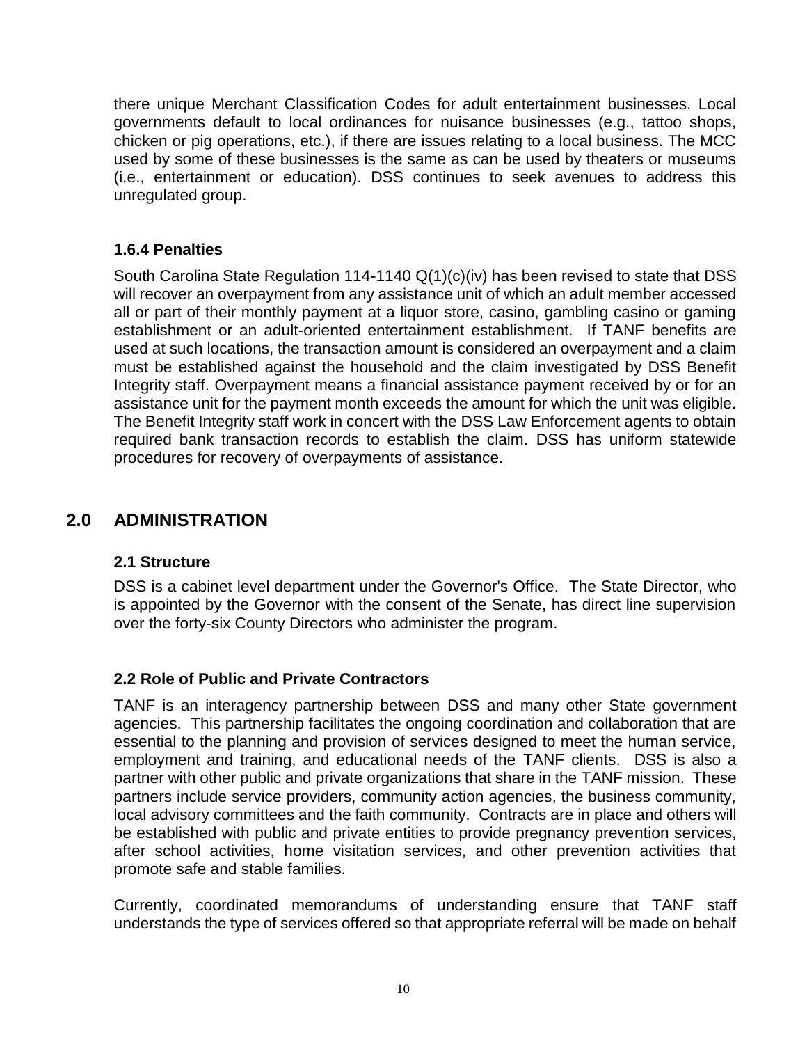there unique Merchant Classification Codes for adult entertainment businesses. Local governments default to local ordinances for nuisance businesses (e.g., tattoo shops, chicken or pig operations, etc.), if there are issues relating to a local business. The MCC used by some of these businesses is the same as can be used by theaters or museums (i.e., entertainment or education). DSS continues to seek avenues to address this unregulated group.

### 1.6.4 Penalties

South Carolina State Regulation 114-1140 Q(1)(c)(iv) has been revised to state that DSS will recover an overpayment from any assistance unit of which an adult member accessed all or part of their monthly payment at a liquor store, casino, gambling casino or gaming establishment or an adult-oriented entertainment establishment. If TANF benefits are used at such locations, the transaction amount is considered an overpayment and a claim must be established against the household and the claim investigated by DSS Benefit Integrity staff. Overpayment means a financial assistance payment received by or for an assistance unit for the payment month exceeds the amount for which the unit was eligible. The Benefit Integrity staff work in concert with the DSS Law Enforcement agents to obtain required bank transaction records to establish the claim. DSS has uniform statewide procedures for recovery of overpayments of assistance.

## 2.0 ADMINISTRATION

### 2.1 Structure

DSS is a cabinet level department under the Governor's Office. The State Director, who is appointed by the Governor with the consent of the Senate, has direct line supervision over the forty-six County Directors who administer the program.

### 2.2 Role of Public and Private Contractors

TANF is an interagency partnership between DSS and many other State government agencies. This partnership facilitates the ongoing coordination and collaboration that are essential to the planning and provision of services designed to meet the human service, employment and training, and educational needs of the TANF clients. DSS is also a partner with other public and private organizations that share in the TANF mission. These partners include service providers, community action agencies, the business community, local advisory committees and the faith community. Contracts are in place and others will be established with public and private entities to provide pregnancy prevention services, after school activities, home visitation services, and other prevention activities that promote safe and stable families.

Currently, coordinated memorandums of understanding ensure that TANF staff understands the type of services offered so that appropriate referral will be made on behalf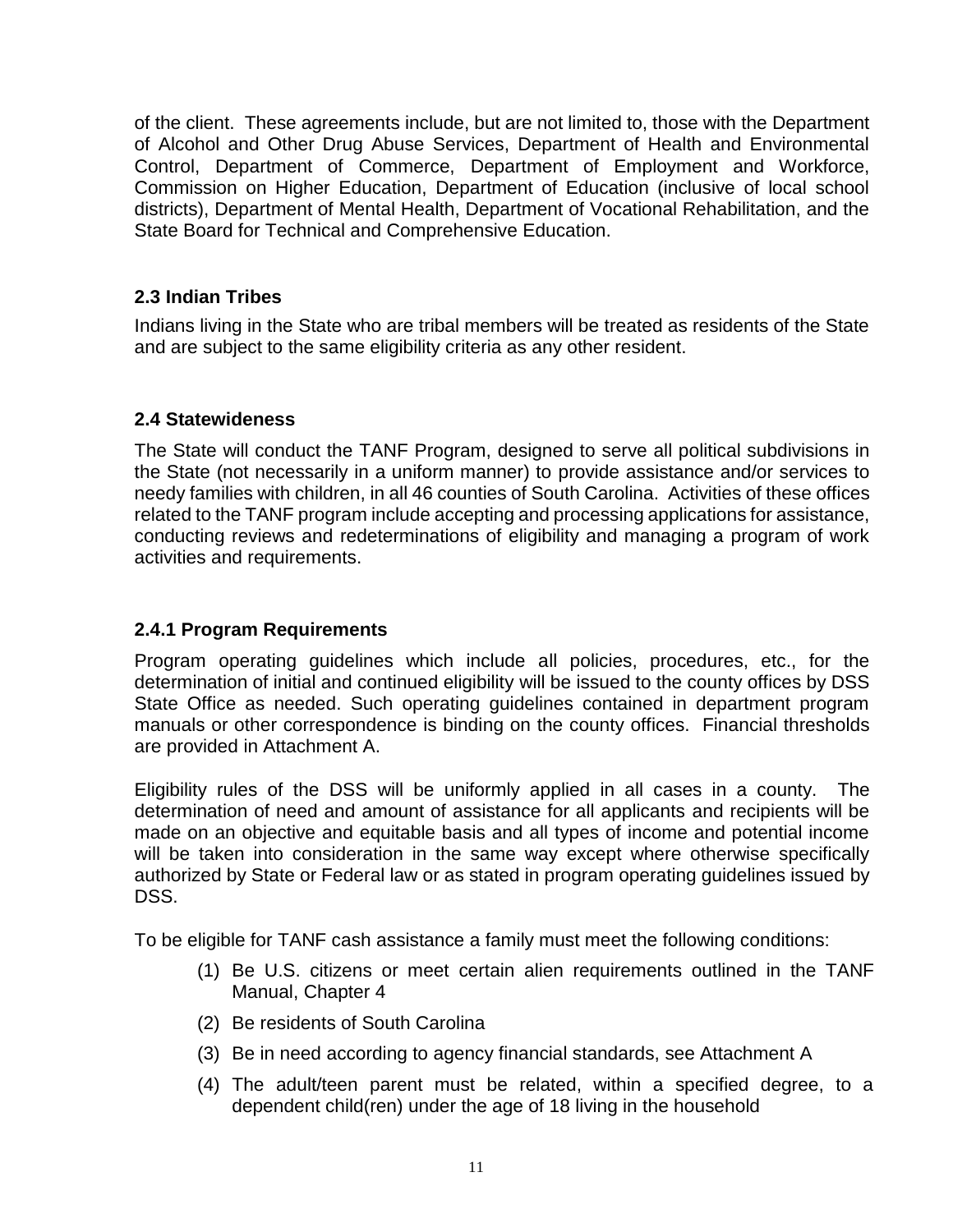of the client. These agreements include, but are not limited to, those with the Department of Alcohol and Other Drug Abuse Services, Department of Health and Environmental Control, Department of Commerce, Department of Employment and Workforce, Commission on Higher Education, Department of Education (inclusive of local school districts), Department of Mental Health, Department of Vocational Rehabilitation, and the State Board for Technical and Comprehensive Education.

### 2.3 Indian Tribes

Indians living in the State who are tribal members will be treated as residents of the State and are subject to the same eligibility criteria as any other resident.

### 2.4 Statewideness

The State will conduct the TANF Program, designed to serve all political subdivisions in the State (not necessarily in a uniform manner) to provide assistance and/or services to needy families with children, in all 46 counties of South Carolina. Activities of these offices related to the TANF program include accepting and processing applications for assistance, conducting reviews and redeterminations of eligibility and managing a program of work activities and requirements.

### 2.4.1 Program Requirements

Program operating guidelines which include all policies, procedures, etc., for the determination of initial and continued eligibility will be issued to the county offices by DSS State Office as needed. Such operating guidelines contained in department program manuals or other correspondence is binding on the county offices. Financial thresholds are provided in Attachment A.

Eligibility rules of the DSS will be uniformly applied in all cases in a county. The determination of need and amount of assistance for all applicants and recipients will be made on an objective and equitable basis and all types of income and potential income will be taken into consideration in the same way except where otherwise specifically authorized by State or Federal law or as stated in program operating guidelines issued by DSS.

To be eligible for TANF cash assistance a family must meet the following conditions:

(1) Be U.S. citizens or meet certain alien requirements outlined in the TANF Manual, Chapter 4

(2) Be residents of South Carolina

(3) Be in need according to agency financial standards, see Attachment A

(4) The adult/teen parent must be related, within a specified degree, to a dependent child(ren) under the age of 18 living in the household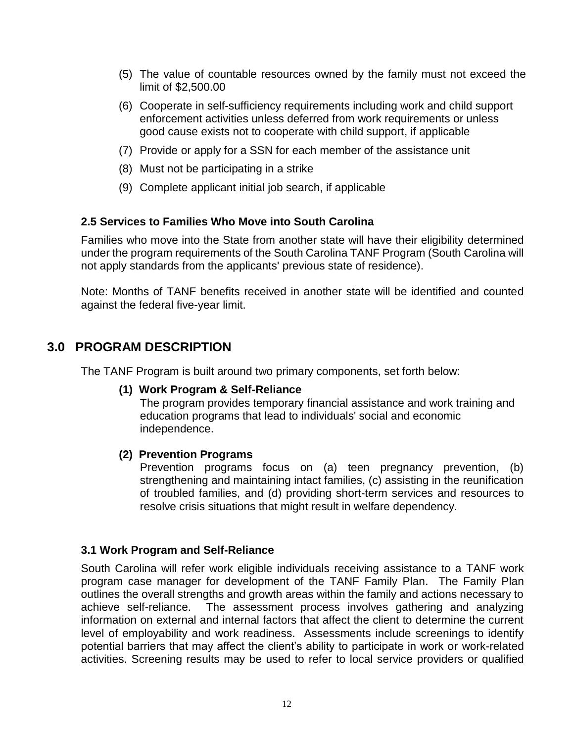(5) The value of countable resources owned by the family must not exceed the limit of $2,500.00

(6) Cooperate in self-sufficiency requirements including work and child support enforcement activities unless deferred from work requirements or unless good cause exists not to cooperate with child support, if applicable

(7) Provide or apply for a SSN for each member of the assistance unit

(8) Must not be participating in a strike

(9) Complete applicant initial job search, if applicable

### 2.5 Services to Families Who Move into South Carolina

Families who move into the State from another state will have their eligibility determined under the program requirements of the South Carolina TANF Program (South Carolina will not apply standards from the applicants' previous state of residence).

Note: Months of TANF benefits received in another state will be identified and counted against the federal five-year limit.

## 3.0 PROGRAM DESCRIPTION

The TANF Program is built around two primary components, set forth below:

**(1) Work Program & Self-Reliance**
The program provides temporary financial assistance and work training and education programs that lead to individuals' social and economic independence.

**(2) Prevention Programs**
Prevention programs focus on (a) teen pregnancy prevention, (b) strengthening and maintaining intact families, (c) assisting in the reunification of troubled families, and (d) providing short-term services and resources to resolve crisis situations that might result in welfare dependency.

### 3.1 Work Program and Self-Reliance

South Carolina will refer work eligible individuals receiving assistance to a TANF work program case manager for development of the TANF Family Plan. The Family Plan outlines the overall strengths and growth areas within the family and actions necessary to achieve self-reliance. The assessment process involves gathering and analyzing information on external and internal factors that affect the client to determine the current level of employability and work readiness. Assessments include screenings to identify potential barriers that may affect the client's ability to participate in work or work-related activities. Screening results may be used to refer to local service providers or qualified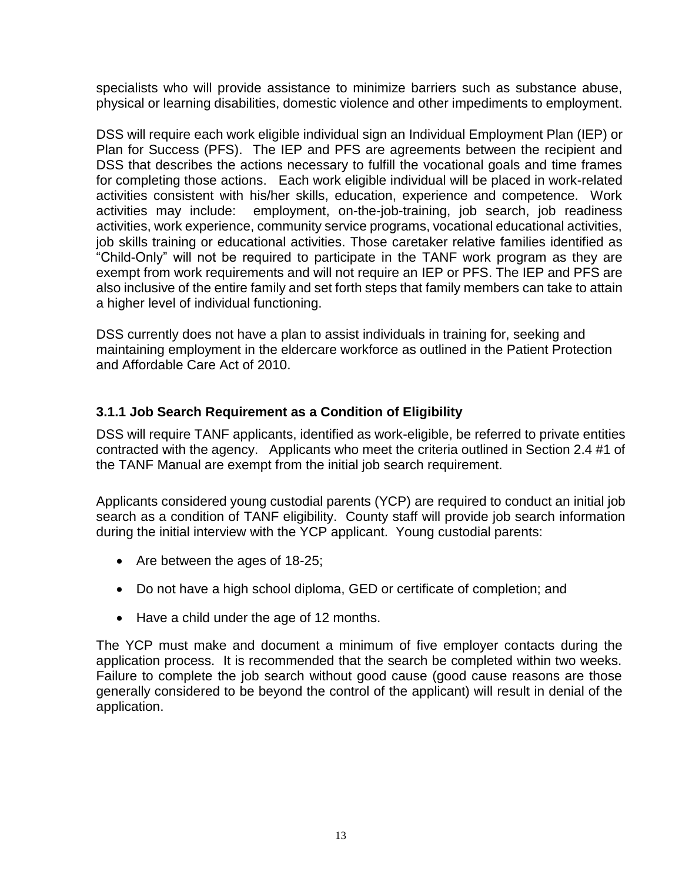specialists who will provide assistance to minimize barriers such as substance abuse, physical or learning disabilities, domestic violence and other impediments to employment.

DSS will require each work eligible individual sign an Individual Employment Plan (IEP) or Plan for Success (PFS). The IEP and PFS are agreements between the recipient and DSS that describes the actions necessary to fulfill the vocational goals and time frames for completing those actions. Each work eligible individual will be placed in work-related activities consistent with his/her skills, education, experience and competence. Work activities may include: employment, on-the-job-training, job search, job readiness activities, work experience, community service programs, vocational educational activities, job skills training or educational activities. Those caretaker relative families identified as "Child-Only" will not be required to participate in the TANF work program as they are exempt from work requirements and will not require an IEP or PFS. The IEP and PFS are also inclusive of the entire family and set forth steps that family members can take to attain a higher level of individual functioning.

DSS currently does not have a plan to assist individuals in training for, seeking and maintaining employment in the eldercare workforce as outlined in the Patient Protection and Affordable Care Act of 2010.

### 3.1.1 Job Search Requirement as a Condition of Eligibility

DSS will require TANF applicants, identified as work-eligible, be referred to private entities contracted with the agency. Applicants who meet the criteria outlined in Section 2.4 #1 of the TANF Manual are exempt from the initial job search requirement.

Applicants considered young custodial parents (YCP) are required to conduct an initial job search as a condition of TANF eligibility. County staff will provide job search information during the initial interview with the YCP applicant. Young custodial parents:

- Are between the ages of 18-25;
- Do not have a high school diploma, GED or certificate of completion; and
- Have a child under the age of 12 months.

The YCP must make and document a minimum of five employer contacts during the application process. It is recommended that the search be completed within two weeks. Failure to complete the job search without good cause (good cause reasons are those generally considered to be beyond the control of the applicant) will result in denial of the application.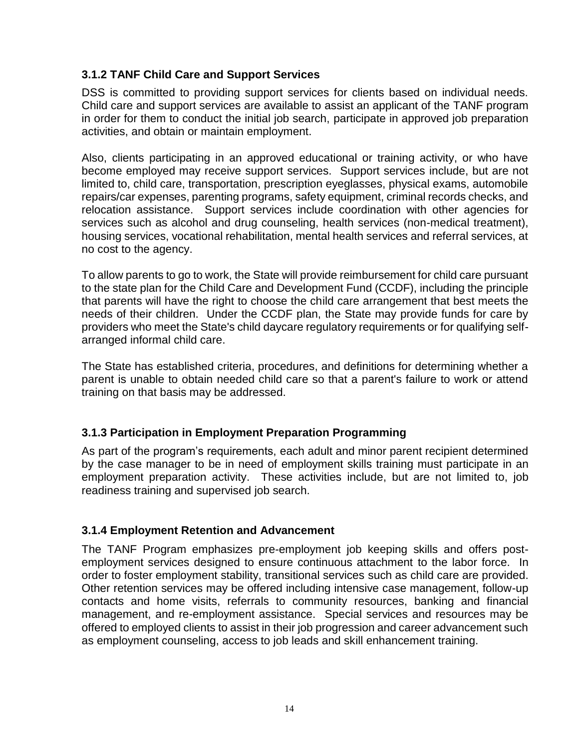### 3.1.2 TANF Child Care and Support Services

DSS is committed to providing support services for clients based on individual needs. Child care and support services are available to assist an applicant of the TANF program in order for them to conduct the initial job search, participate in approved job preparation activities, and obtain or maintain employment.

Also, clients participating in an approved educational or training activity, or who have become employed may receive support services. Support services include, but are not limited to, child care, transportation, prescription eyeglasses, physical exams, automobile repairs/car expenses, parenting programs, safety equipment, criminal records checks, and relocation assistance. Support services include coordination with other agencies for services such as alcohol and drug counseling, health services (non-medical treatment), housing services, vocational rehabilitation, mental health services and referral services, at no cost to the agency.

To allow parents to go to work, the State will provide reimbursement for child care pursuant to the state plan for the Child Care and Development Fund (CCDF), including the principle that parents will have the right to choose the child care arrangement that best meets the needs of their children. Under the CCDF plan, the State may provide funds for care by providers who meet the State's child daycare regulatory requirements or for qualifying self-arranged informal child care.

The State has established criteria, procedures, and definitions for determining whether a parent is unable to obtain needed child care so that a parent's failure to work or attend training on that basis may be addressed.

### 3.1.3 Participation in Employment Preparation Programming

As part of the program's requirements, each adult and minor parent recipient determined by the case manager to be in need of employment skills training must participate in an employment preparation activity. These activities include, but are not limited to, job readiness training and supervised job search.

### 3.1.4 Employment Retention and Advancement

The TANF Program emphasizes pre-employment job keeping skills and offers post-employment services designed to ensure continuous attachment to the labor force. In order to foster employment stability, transitional services such as child care are provided. Other retention services may be offered including intensive case management, follow-up contacts and home visits, referrals to community resources, banking and financial management, and re-employment assistance. Special services and resources may be offered to employed clients to assist in their job progression and career advancement such as employment counseling, access to job leads and skill enhancement training.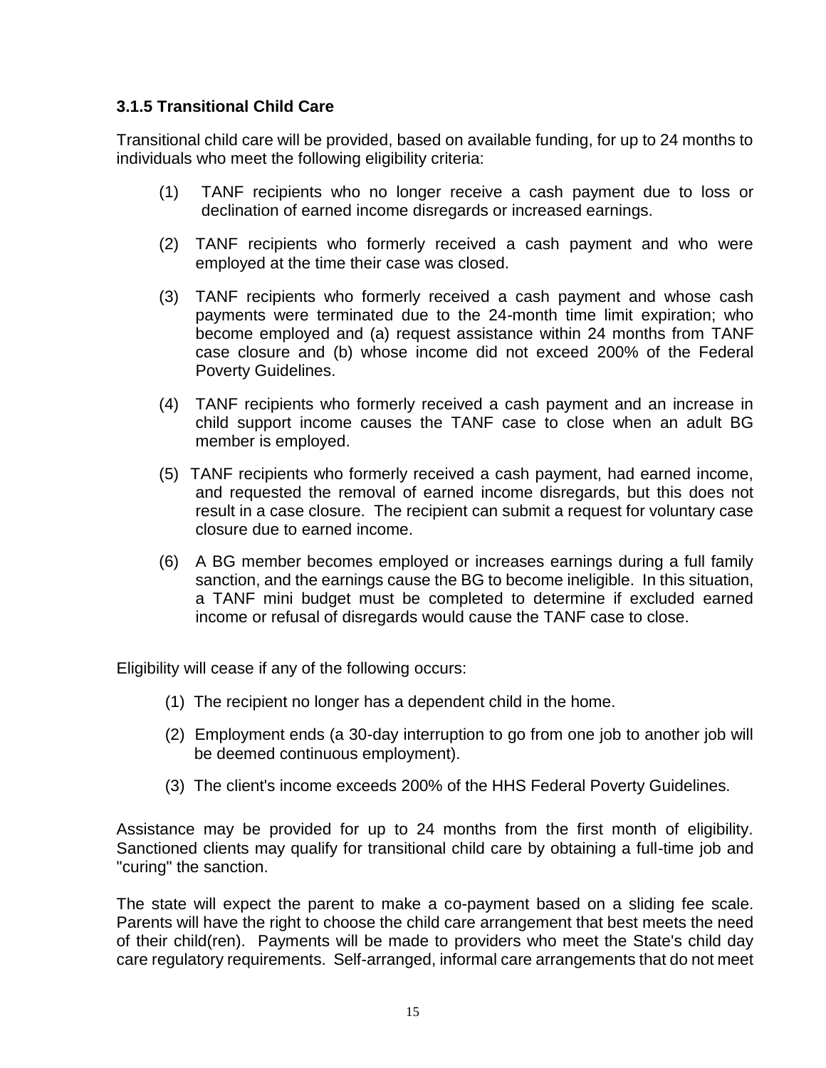### 3.1.5 Transitional Child Care

Transitional child care will be provided, based on available funding, for up to 24 months to individuals who meet the following eligibility criteria:

(1) TANF recipients who no longer receive a cash payment due to loss or declination of earned income disregards or increased earnings.

(2) TANF recipients who formerly received a cash payment and who were employed at the time their case was closed.

(3) TANF recipients who formerly received a cash payment and whose cash payments were terminated due to the 24-month time limit expiration; who become employed and (a) request assistance within 24 months from TANF case closure and (b) whose income did not exceed 200% of the Federal Poverty Guidelines.

(4) TANF recipients who formerly received a cash payment and an increase in child support income causes the TANF case to close when an adult BG member is employed.

(5) TANF recipients who formerly received a cash payment, had earned income, and requested the removal of earned income disregards, but this does not result in a case closure. The recipient can submit a request for voluntary case closure due to earned income.

(6) A BG member becomes employed or increases earnings during a full family sanction, and the earnings cause the BG to become ineligible. In this situation, a TANF mini budget must be completed to determine if excluded earned income or refusal of disregards would cause the TANF case to close.

Eligibility will cease if any of the following occurs:

(1) The recipient no longer has a dependent child in the home.

(2) Employment ends (a 30-day interruption to go from one job to another job will be deemed continuous employment).

(3) The client's income exceeds 200% of the HHS Federal Poverty Guidelines.

Assistance may be provided for up to 24 months from the first month of eligibility. Sanctioned clients may qualify for transitional child care by obtaining a full-time job and "curing" the sanction.

The state will expect the parent to make a co-payment based on a sliding fee scale. Parents will have the right to choose the child care arrangement that best meets the need of their child(ren). Payments will be made to providers who meet the State's child day care regulatory requirements. Self-arranged, informal care arrangements that do not meet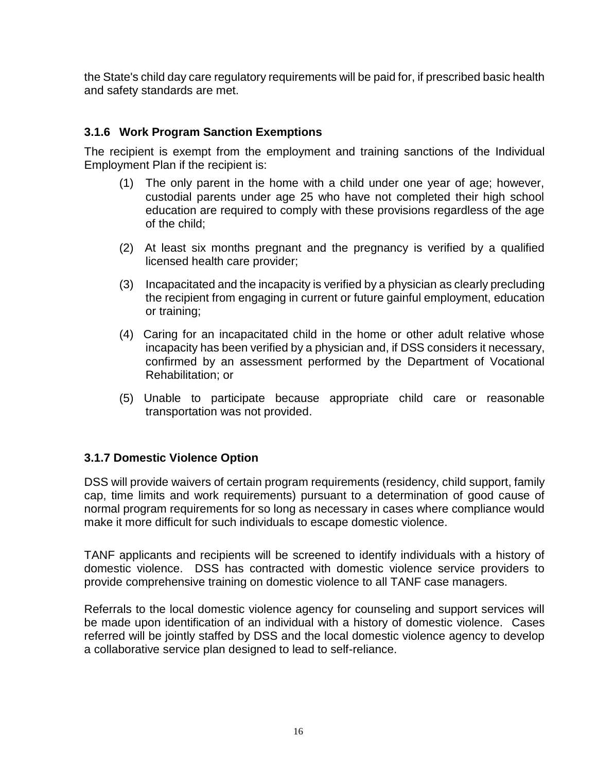the State's child day care regulatory requirements will be paid for, if prescribed basic health and safety standards are met.

### 3.1.6 Work Program Sanction Exemptions

The recipient is exempt from the employment and training sanctions of the Individual Employment Plan if the recipient is:

(1) The only parent in the home with a child under one year of age; however, custodial parents under age 25 who have not completed their high school education are required to comply with these provisions regardless of the age of the child;

(2) At least six months pregnant and the pregnancy is verified by a qualified licensed health care provider;

(3) Incapacitated and the incapacity is verified by a physician as clearly precluding the recipient from engaging in current or future gainful employment, education or training;

(4) Caring for an incapacitated child in the home or other adult relative whose incapacity has been verified by a physician and, if DSS considers it necessary, confirmed by an assessment performed by the Department of Vocational Rehabilitation; or

(5) Unable to participate because appropriate child care or reasonable transportation was not provided.

### 3.1.7 Domestic Violence Option

DSS will provide waivers of certain program requirements (residency, child support, family cap, time limits and work requirements) pursuant to a determination of good cause of normal program requirements for so long as necessary in cases where compliance would make it more difficult for such individuals to escape domestic violence.

TANF applicants and recipients will be screened to identify individuals with a history of domestic violence. DSS has contracted with domestic violence service providers to provide comprehensive training on domestic violence to all TANF case managers.

Referrals to the local domestic violence agency for counseling and support services will be made upon identification of an individual with a history of domestic violence. Cases referred will be jointly staffed by DSS and the local domestic violence agency to develop a collaborative service plan designed to lead to self-reliance.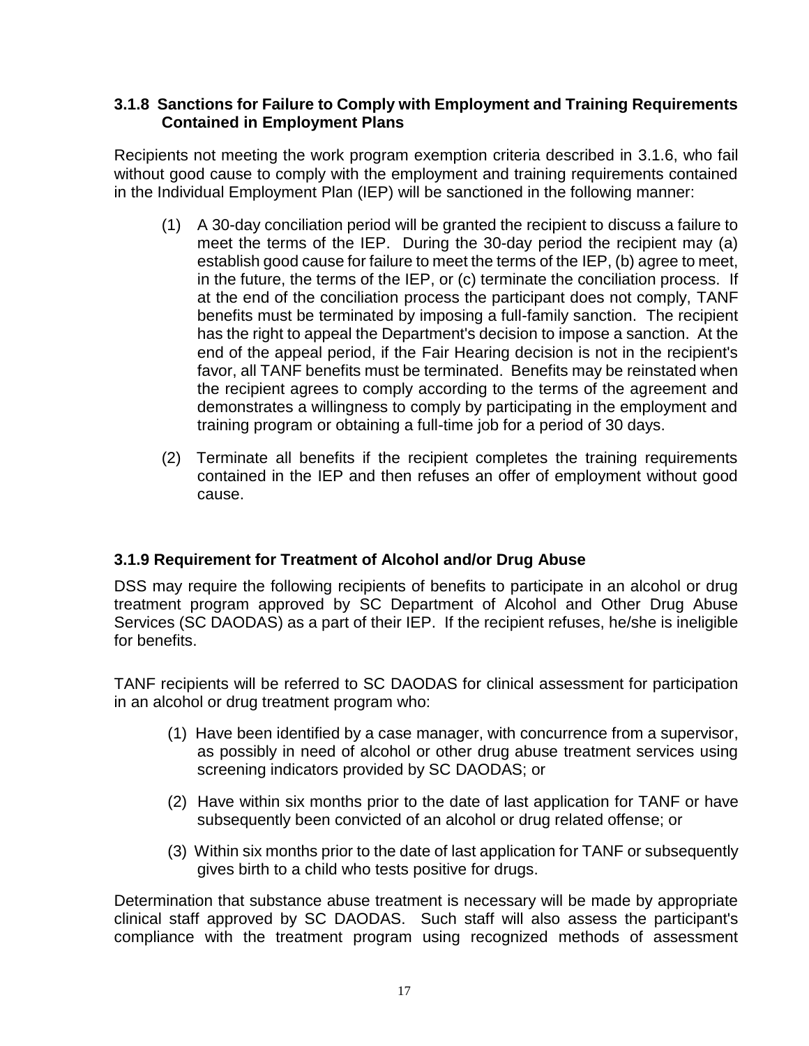### 3.1.8 Sanctions for Failure to Comply with Employment and Training Requirements Contained in Employment Plans

Recipients not meeting the work program exemption criteria described in 3.1.6, who fail without good cause to comply with the employment and training requirements contained in the Individual Employment Plan (IEP) will be sanctioned in the following manner:

(1) A 30-day conciliation period will be granted the recipient to discuss a failure to meet the terms of the IEP. During the 30-day period the recipient may (a) establish good cause for failure to meet the terms of the IEP, (b) agree to meet, in the future, the terms of the IEP, or (c) terminate the conciliation process. If at the end of the conciliation process the participant does not comply, TANF benefits must be terminated by imposing a full-family sanction. The recipient has the right to appeal the Department's decision to impose a sanction. At the end of the appeal period, if the Fair Hearing decision is not in the recipient's favor, all TANF benefits must be terminated. Benefits may be reinstated when the recipient agrees to comply according to the terms of the agreement and demonstrates a willingness to comply by participating in the employment and training program or obtaining a full-time job for a period of 30 days.

(2) Terminate all benefits if the recipient completes the training requirements contained in the IEP and then refuses an offer of employment without good cause.

### 3.1.9 Requirement for Treatment of Alcohol and/or Drug Abuse

DSS may require the following recipients of benefits to participate in an alcohol or drug treatment program approved by SC Department of Alcohol and Other Drug Abuse Services (SC DAODAS) as a part of their IEP. If the recipient refuses, he/she is ineligible for benefits.

TANF recipients will be referred to SC DAODAS for clinical assessment for participation in an alcohol or drug treatment program who:

(1) Have been identified by a case manager, with concurrence from a supervisor, as possibly in need of alcohol or other drug abuse treatment services using screening indicators provided by SC DAODAS; or

(2) Have within six months prior to the date of last application for TANF or have subsequently been convicted of an alcohol or drug related offense; or

(3) Within six months prior to the date of last application for TANF or subsequently gives birth to a child who tests positive for drugs.

Determination that substance abuse treatment is necessary will be made by appropriate clinical staff approved by SC DAODAS. Such staff will also assess the participant's compliance with the treatment program using recognized methods of assessment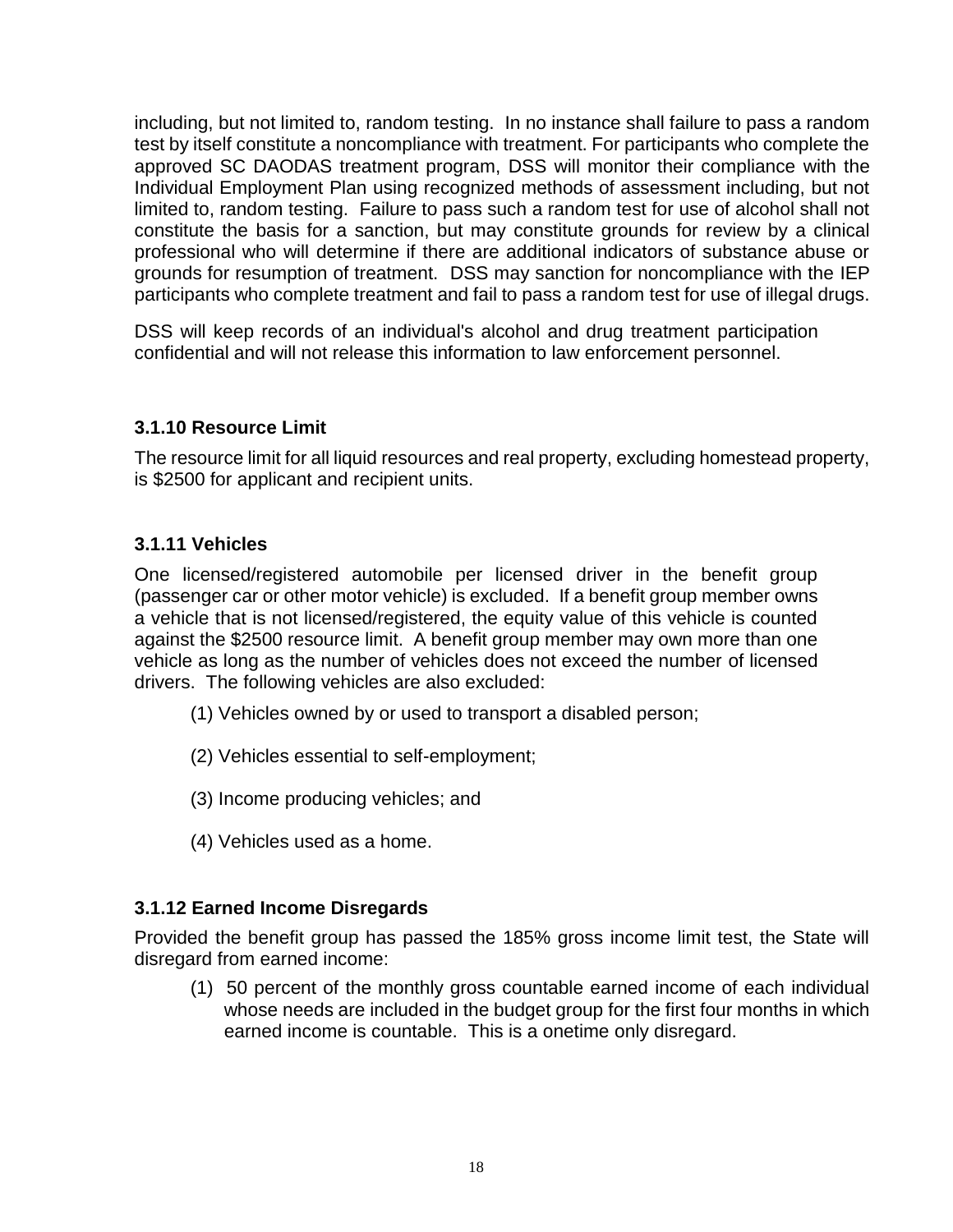including, but not limited to, random testing. In no instance shall failure to pass a random test by itself constitute a noncompliance with treatment. For participants who complete the approved SC DAODAS treatment program, DSS will monitor their compliance with the Individual Employment Plan using recognized methods of assessment including, but not limited to, random testing. Failure to pass such a random test for use of alcohol shall not constitute the basis for a sanction, but may constitute grounds for review by a clinical professional who will determine if there are additional indicators of substance abuse or grounds for resumption of treatment. DSS may sanction for noncompliance with the IEP participants who complete treatment and fail to pass a random test for use of illegal drugs.

DSS will keep records of an individual's alcohol and drug treatment participation confidential and will not release this information to law enforcement personnel.

### 3.1.10 Resource Limit

The resource limit for all liquid resources and real property, excluding homestead property, is $2500 for applicant and recipient units.

### 3.1.11 Vehicles

One licensed/registered automobile per licensed driver in the benefit group (passenger car or other motor vehicle) is excluded. If a benefit group member owns a vehicle that is not licensed/registered, the equity value of this vehicle is counted against the $2500 resource limit. A benefit group member may own more than one vehicle as long as the number of vehicles does not exceed the number of licensed drivers. The following vehicles are also excluded:

(1) Vehicles owned by or used to transport a disabled person;

(2) Vehicles essential to self-employment;

(3) Income producing vehicles; and

(4) Vehicles used as a home.

### 3.1.12 Earned Income Disregards

Provided the benefit group has passed the 185% gross income limit test, the State will disregard from earned income:

(1) 50 percent of the monthly gross countable earned income of each individual whose needs are included in the budget group for the first four months in which earned income is countable. This is a onetime only disregard.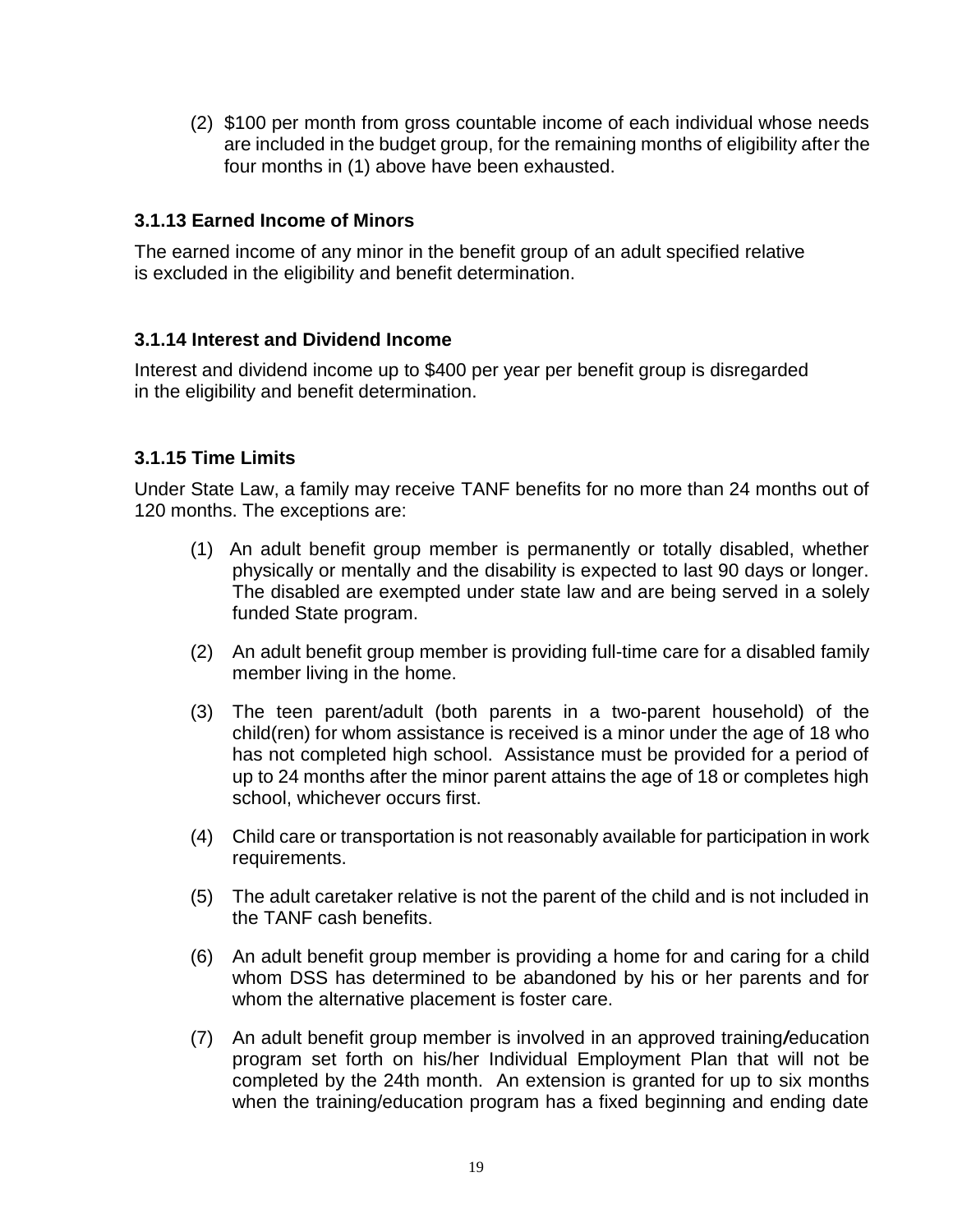(2) $100 per month from gross countable income of each individual whose needs are included in the budget group, for the remaining months of eligibility after the four months in (1) above have been exhausted.

### 3.1.13 Earned Income of Minors

The earned income of any minor in the benefit group of an adult specified relative is excluded in the eligibility and benefit determination.

### 3.1.14 Interest and Dividend Income

Interest and dividend income up to $400 per year per benefit group is disregarded in the eligibility and benefit determination.

### 3.1.15 Time Limits

Under State Law, a family may receive TANF benefits for no more than 24 months out of 120 months. The exceptions are:

(1) An adult benefit group member is permanently or totally disabled, whether physically or mentally and the disability is expected to last 90 days or longer. The disabled are exempted under state law and are being served in a solely funded State program.

(2) An adult benefit group member is providing full-time care for a disabled family member living in the home.

(3) The teen parent/adult (both parents in a two-parent household) of the child(ren) for whom assistance is received is a minor under the age of 18 who has not completed high school. Assistance must be provided for a period of up to 24 months after the minor parent attains the age of 18 or completes high school, whichever occurs first.

(4) Child care or transportation is not reasonably available for participation in work requirements.

(5) The adult caretaker relative is not the parent of the child and is not included in the TANF cash benefits.

(6) An adult benefit group member is providing a home for and caring for a child whom DSS has determined to be abandoned by his or her parents and for whom the alternative placement is foster care.

(7) An adult benefit group member is involved in an approved training/education program set forth on his/her Individual Employment Plan that will not be completed by the 24th month. An extension is granted for up to six months when the training/education program has a fixed beginning and ending date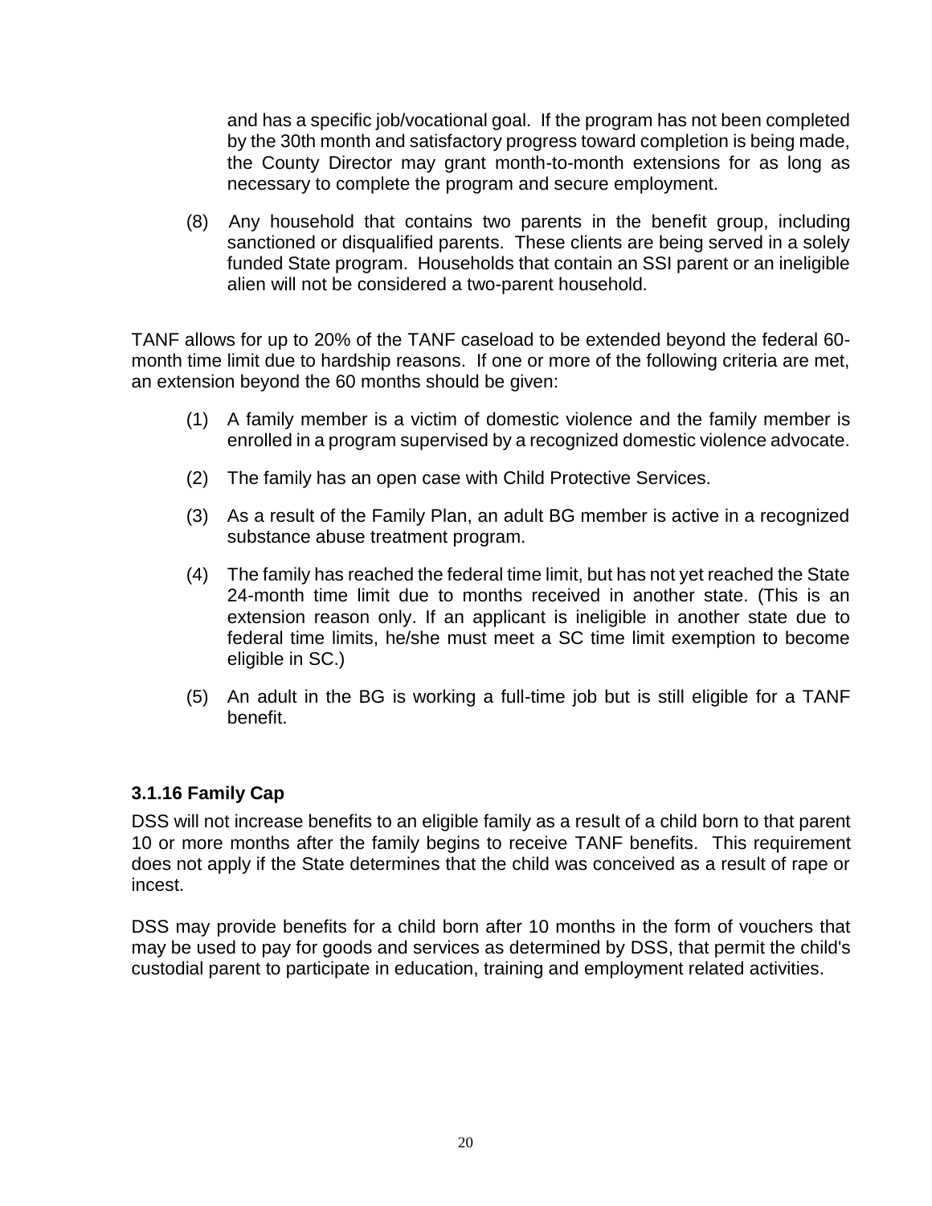and has a specific job/vocational goal. If the program has not been completed by the 30th month and satisfactory progress toward completion is being made, the County Director may grant month-to-month extensions for as long as necessary to complete the program and secure employment.

(8) Any household that contains two parents in the benefit group, including sanctioned or disqualified parents. These clients are being served in a solely funded State program. Households that contain an SSI parent or an ineligible alien will not be considered a two-parent household.

TANF allows for up to 20% of the TANF caseload to be extended beyond the federal 60-month time limit due to hardship reasons. If one or more of the following criteria are met, an extension beyond the 60 months should be given:

(1) A family member is a victim of domestic violence and the family member is enrolled in a program supervised by a recognized domestic violence advocate.

(2) The family has an open case with Child Protective Services.

(3) As a result of the Family Plan, an adult BG member is active in a recognized substance abuse treatment program.

(4) The family has reached the federal time limit, but has not yet reached the State 24-month time limit due to months received in another state. (This is an extension reason only. If an applicant is ineligible in another state due to federal time limits, he/she must meet a SC time limit exemption to become eligible in SC.)

(5) An adult in the BG is working a full-time job but is still eligible for a TANF benefit.

### 3.1.16 Family Cap

DSS will not increase benefits to an eligible family as a result of a child born to that parent 10 or more months after the family begins to receive TANF benefits. This requirement does not apply if the State determines that the child was conceived as a result of rape or incest.

DSS may provide benefits for a child born after 10 months in the form of vouchers that may be used to pay for goods and services as determined by DSS, that permit the child's custodial parent to participate in education, training and employment related activities.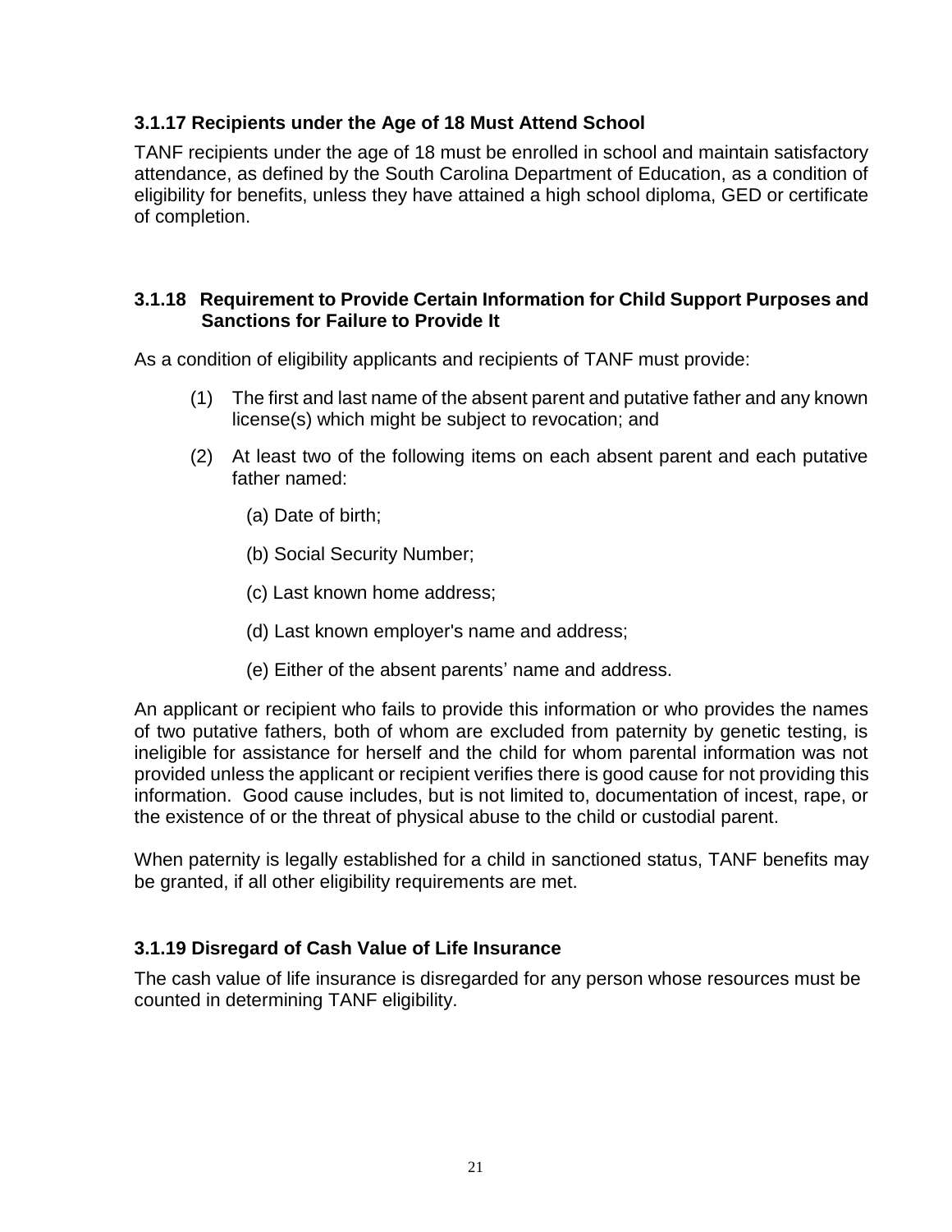### 3.1.17 Recipients under the Age of 18 Must Attend School

TANF recipients under the age of 18 must be enrolled in school and maintain satisfactory attendance, as defined by the South Carolina Department of Education, as a condition of eligibility for benefits, unless they have attained a high school diploma, GED or certificate of completion.

### 3.1.18 Requirement to Provide Certain Information for Child Support Purposes and Sanctions for Failure to Provide It

As a condition of eligibility applicants and recipients of TANF must provide:

(1) The first and last name of the absent parent and putative father and any known license(s) which might be subject to revocation; and

(2) At least two of the following items on each absent parent and each putative father named:

(a) Date of birth;

(b) Social Security Number;

(c) Last known home address;

(d) Last known employer's name and address;

(e) Either of the absent parents' name and address.

An applicant or recipient who fails to provide this information or who provides the names of two putative fathers, both of whom are excluded from paternity by genetic testing, is ineligible for assistance for herself and the child for whom parental information was not provided unless the applicant or recipient verifies there is good cause for not providing this information. Good cause includes, but is not limited to, documentation of incest, rape, or the existence of or the threat of physical abuse to the child or custodial parent.

When paternity is legally established for a child in sanctioned status, TANF benefits may be granted, if all other eligibility requirements are met.

### 3.1.19 Disregard of Cash Value of Life Insurance

The cash value of life insurance is disregarded for any person whose resources must be counted in determining TANF eligibility.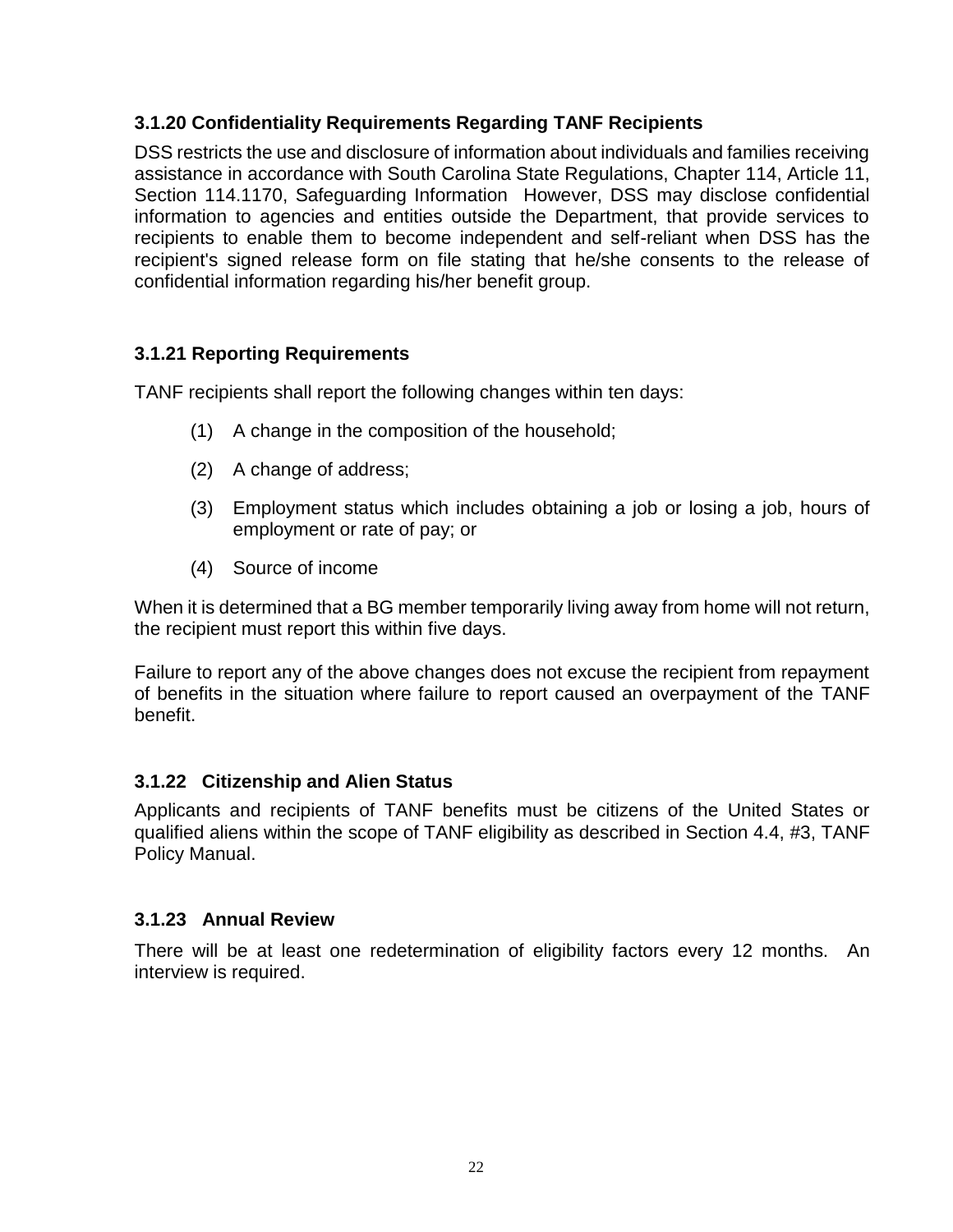### 3.1.20 Confidentiality Requirements Regarding TANF Recipients

DSS restricts the use and disclosure of information about individuals and families receiving assistance in accordance with South Carolina State Regulations, Chapter 114, Article 11, Section 114.1170, Safeguarding Information However, DSS may disclose confidential information to agencies and entities outside the Department, that provide services to recipients to enable them to become independent and self-reliant when DSS has the recipient's signed release form on file stating that he/she consents to the release of confidential information regarding his/her benefit group.

### 3.1.21 Reporting Requirements

TANF recipients shall report the following changes within ten days:

(1) A change in the composition of the household;

(2) A change of address;

(3) Employment status which includes obtaining a job or losing a job, hours of employment or rate of pay; or

(4) Source of income

When it is determined that a BG member temporarily living away from home will not return, the recipient must report this within five days.

Failure to report any of the above changes does not excuse the recipient from repayment of benefits in the situation where failure to report caused an overpayment of the TANF benefit.

### 3.1.22 Citizenship and Alien Status

Applicants and recipients of TANF benefits must be citizens of the United States or qualified aliens within the scope of TANF eligibility as described in Section 4.4, #3, TANF Policy Manual.

### 3.1.23 Annual Review

There will be at least one redetermination of eligibility factors every 12 months. An interview is required.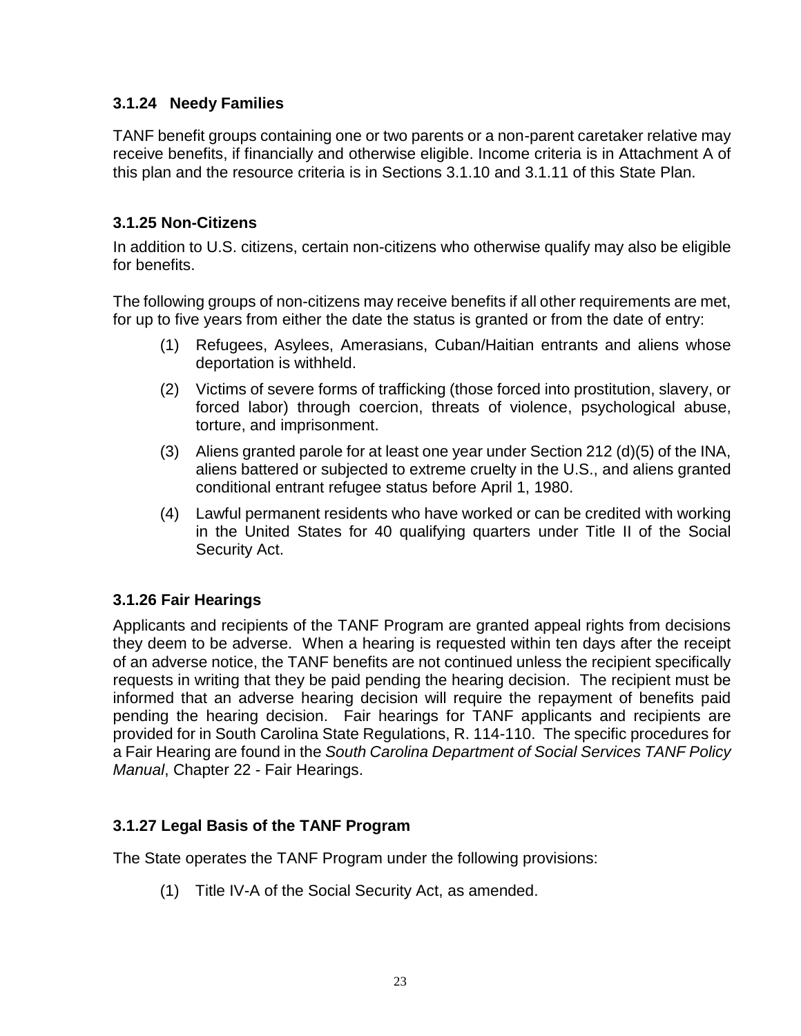### 3.1.24 Needy Families

TANF benefit groups containing one or two parents or a non-parent caretaker relative may receive benefits, if financially and otherwise eligible. Income criteria is in Attachment A of this plan and the resource criteria is in Sections 3.1.10 and 3.1.11 of this State Plan.

### 3.1.25 Non-Citizens

In addition to U.S. citizens, certain non-citizens who otherwise qualify may also be eligible for benefits.

The following groups of non-citizens may receive benefits if all other requirements are met, for up to five years from either the date the status is granted or from the date of entry:

(1) Refugees, Asylees, Amerasians, Cuban/Haitian entrants and aliens whose deportation is withheld.

(2) Victims of severe forms of trafficking (those forced into prostitution, slavery, or forced labor) through coercion, threats of violence, psychological abuse, torture, and imprisonment.

(3) Aliens granted parole for at least one year under Section 212 (d)(5) of the INA, aliens battered or subjected to extreme cruelty in the U.S., and aliens granted conditional entrant refugee status before April 1, 1980.

(4) Lawful permanent residents who have worked or can be credited with working in the United States for 40 qualifying quarters under Title II of the Social Security Act.

### 3.1.26 Fair Hearings

Applicants and recipients of the TANF Program are granted appeal rights from decisions they deem to be adverse. When a hearing is requested within ten days after the receipt of an adverse notice, the TANF benefits are not continued unless the recipient specifically requests in writing that they be paid pending the hearing decision. The recipient must be informed that an adverse hearing decision will require the repayment of benefits paid pending the hearing decision. Fair hearings for TANF applicants and recipients are provided for in South Carolina State Regulations, R. 114-110. The specific procedures for a Fair Hearing are found in the *South Carolina Department of Social Services TANF Policy Manual*, Chapter 22 - Fair Hearings.

### 3.1.27 Legal Basis of the TANF Program

The State operates the TANF Program under the following provisions:

(1) Title IV-A of the Social Security Act, as amended.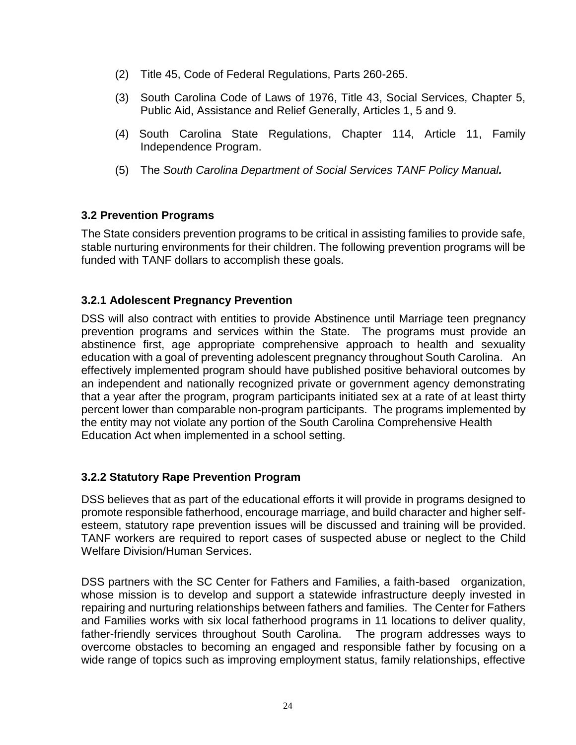(2) Title 45, Code of Federal Regulations, Parts 260-265.

(3) South Carolina Code of Laws of 1976, Title 43, Social Services, Chapter 5, Public Aid, Assistance and Relief Generally, Articles 1, 5 and 9.

(4) South Carolina State Regulations, Chapter 114, Article 11, Family Independence Program.

(5) The *South Carolina Department of Social Services TANF Policy Manual.*

### 3.2 Prevention Programs

The State considers prevention programs to be critical in assisting families to provide safe, stable nurturing environments for their children. The following prevention programs will be funded with TANF dollars to accomplish these goals.

#### 3.2.1 Adolescent Pregnancy Prevention

DSS will also contract with entities to provide Abstinence until Marriage teen pregnancy prevention programs and services within the State. The programs must provide an abstinence first, age appropriate comprehensive approach to health and sexuality education with a goal of preventing adolescent pregnancy throughout South Carolina. An effectively implemented program should have published positive behavioral outcomes by an independent and nationally recognized private or government agency demonstrating that a year after the program, program participants initiated sex at a rate of at least thirty percent lower than comparable non-program participants. The programs implemented by the entity may not violate any portion of the South Carolina Comprehensive Health Education Act when implemented in a school setting.

#### 3.2.2 Statutory Rape Prevention Program

DSS believes that as part of the educational efforts it will provide in programs designed to promote responsible fatherhood, encourage marriage, and build character and higher self-esteem, statutory rape prevention issues will be discussed and training will be provided. TANF workers are required to report cases of suspected abuse or neglect to the Child Welfare Division/Human Services.

DSS partners with the SC Center for Fathers and Families, a faith-based organization, whose mission is to develop and support a statewide infrastructure deeply invested in repairing and nurturing relationships between fathers and families. The Center for Fathers and Families works with six local fatherhood programs in 11 locations to deliver quality, father-friendly services throughout South Carolina. The program addresses ways to overcome obstacles to becoming an engaged and responsible father by focusing on a wide range of topics such as improving employment status, family relationships, effective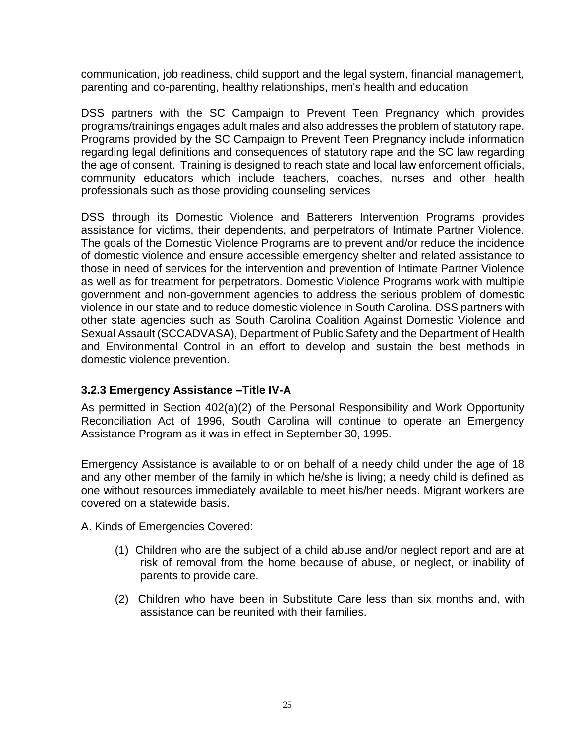communication, job readiness, child support and the legal system, financial management, parenting and co-parenting, healthy relationships, men's health and education

DSS partners with the SC Campaign to Prevent Teen Pregnancy which provides programs/trainings engages adult males and also addresses the problem of statutory rape. Programs provided by the SC Campaign to Prevent Teen Pregnancy include information regarding legal definitions and consequences of statutory rape and the SC law regarding the age of consent. Training is designed to reach state and local law enforcement officials, community educators which include teachers, coaches, nurses and other health professionals such as those providing counseling services

DSS through its Domestic Violence and Batterers Intervention Programs provides assistance for victims, their dependents, and perpetrators of Intimate Partner Violence. The goals of the Domestic Violence Programs are to prevent and/or reduce the incidence of domestic violence and ensure accessible emergency shelter and related assistance to those in need of services for the intervention and prevention of Intimate Partner Violence as well as for treatment for perpetrators. Domestic Violence Programs work with multiple government and non-government agencies to address the serious problem of domestic violence in our state and to reduce domestic violence in South Carolina. DSS partners with other state agencies such as South Carolina Coalition Against Domestic Violence and Sexual Assault (SCCADVASA), Department of Public Safety and the Department of Health and Environmental Control in an effort to develop and sustain the best methods in domestic violence prevention.

### 3.2.3 Emergency Assistance –Title IV-A

As permitted in Section 402(a)(2) of the Personal Responsibility and Work Opportunity Reconciliation Act of 1996, South Carolina will continue to operate an Emergency Assistance Program as it was in effect in September 30, 1995.

Emergency Assistance is available to or on behalf of a needy child under the age of 18 and any other member of the family in which he/she is living; a needy child is defined as one without resources immediately available to meet his/her needs. Migrant workers are covered on a statewide basis.

A. Kinds of Emergencies Covered:

(1) Children who are the subject of a child abuse and/or neglect report and are at risk of removal from the home because of abuse, or neglect, or inability of parents to provide care.

(2) Children who have been in Substitute Care less than six months and, with assistance can be reunited with their families.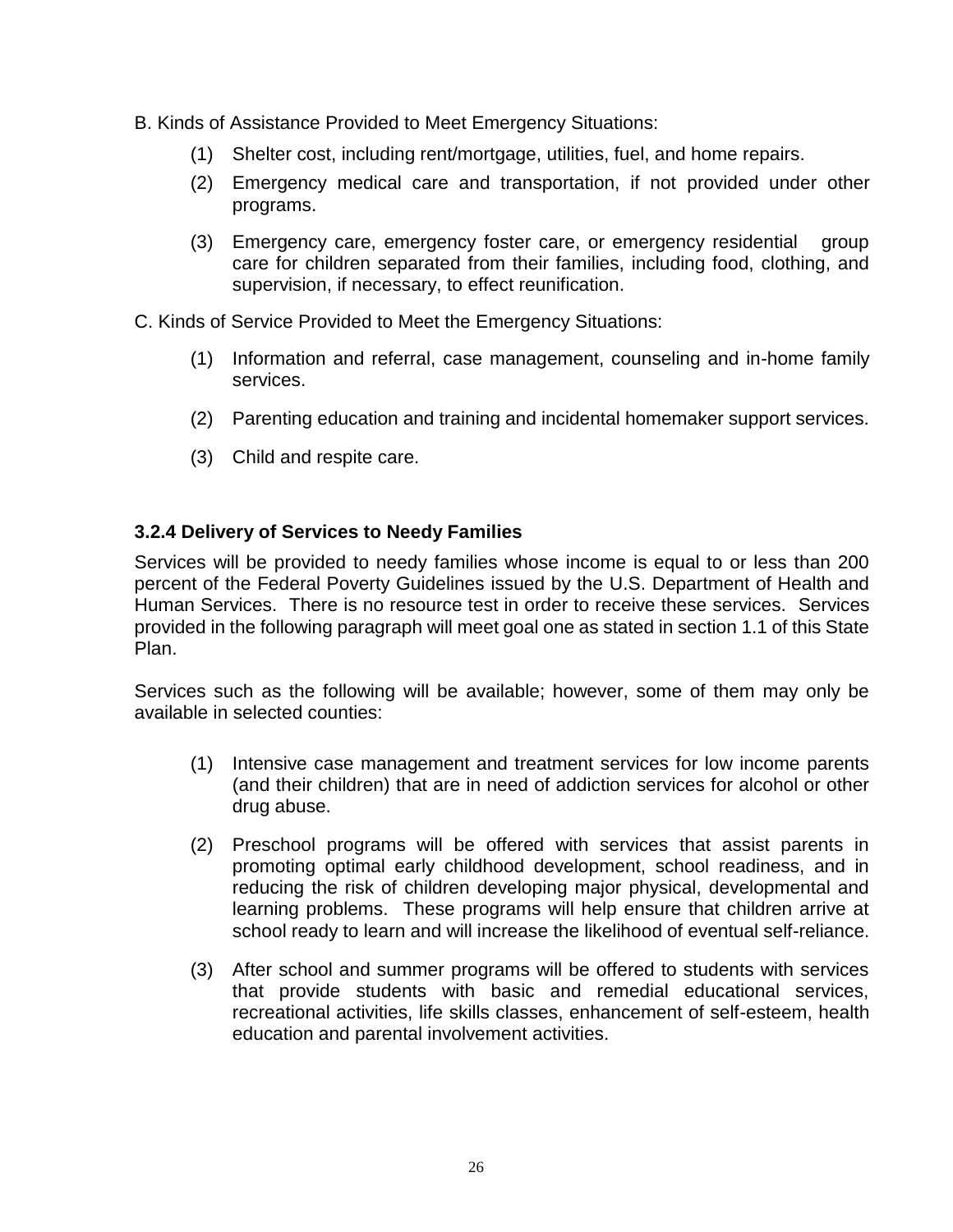B. Kinds of Assistance Provided to Meet Emergency Situations:

(1) Shelter cost, including rent/mortgage, utilities, fuel, and home repairs.

(2) Emergency medical care and transportation, if not provided under other programs.

(3) Emergency care, emergency foster care, or emergency residential group care for children separated from their families, including food, clothing, and supervision, if necessary, to effect reunification.

C. Kinds of Service Provided to Meet the Emergency Situations:

(1) Information and referral, case management, counseling and in-home family services.

(2) Parenting education and training and incidental homemaker support services.

(3) Child and respite care.

### 3.2.4 Delivery of Services to Needy Families

Services will be provided to needy families whose income is equal to or less than 200 percent of the Federal Poverty Guidelines issued by the U.S. Department of Health and Human Services. There is no resource test in order to receive these services. Services provided in the following paragraph will meet goal one as stated in section 1.1 of this State Plan.

Services such as the following will be available; however, some of them may only be available in selected counties:

(1) Intensive case management and treatment services for low income parents (and their children) that are in need of addiction services for alcohol or other drug abuse.

(2) Preschool programs will be offered with services that assist parents in promoting optimal early childhood development, school readiness, and in reducing the risk of children developing major physical, developmental and learning problems. These programs will help ensure that children arrive at school ready to learn and will increase the likelihood of eventual self-reliance.

(3) After school and summer programs will be offered to students with services that provide students with basic and remedial educational services, recreational activities, life skills classes, enhancement of self-esteem, health education and parental involvement activities.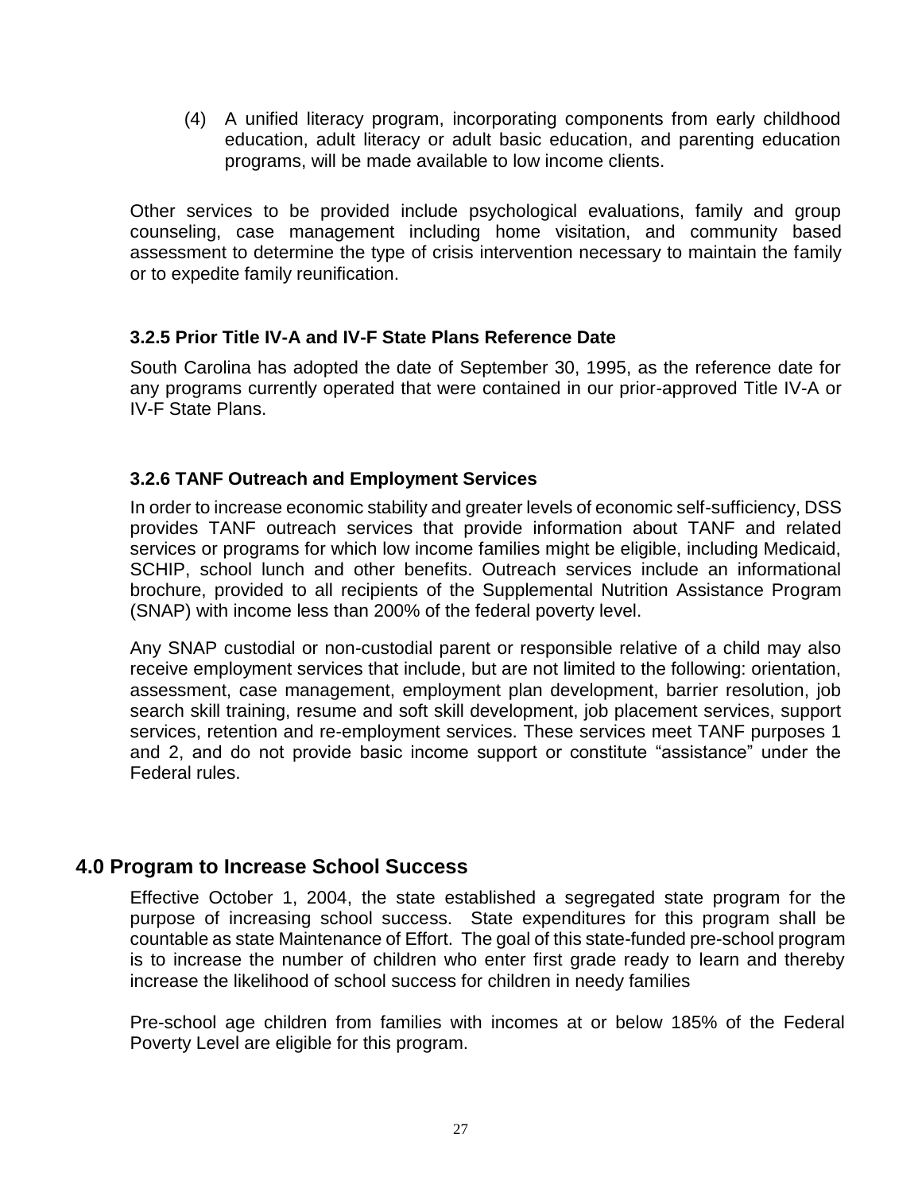(4) A unified literacy program, incorporating components from early childhood education, adult literacy or adult basic education, and parenting education programs, will be made available to low income clients.

Other services to be provided include psychological evaluations, family and group counseling, case management including home visitation, and community based assessment to determine the type of crisis intervention necessary to maintain the family or to expedite family reunification.

### 3.2.5 Prior Title IV-A and IV-F State Plans Reference Date

South Carolina has adopted the date of September 30, 1995, as the reference date for any programs currently operated that were contained in our prior-approved Title IV-A or IV-F State Plans.

### 3.2.6 TANF Outreach and Employment Services

In order to increase economic stability and greater levels of economic self-sufficiency, DSS provides TANF outreach services that provide information about TANF and related services or programs for which low income families might be eligible, including Medicaid, SCHIP, school lunch and other benefits. Outreach services include an informational brochure, provided to all recipients of the Supplemental Nutrition Assistance Program (SNAP) with income less than 200% of the federal poverty level.

Any SNAP custodial or non-custodial parent or responsible relative of a child may also receive employment services that include, but are not limited to the following: orientation, assessment, case management, employment plan development, barrier resolution, job search skill training, resume and soft skill development, job placement services, support services, retention and re-employment services. These services meet TANF purposes 1 and 2, and do not provide basic income support or constitute "assistance" under the Federal rules.

## 4.0 Program to Increase School Success

Effective October 1, 2004, the state established a segregated state program for the purpose of increasing school success. State expenditures for this program shall be countable as state Maintenance of Effort. The goal of this state-funded pre-school program is to increase the number of children who enter first grade ready to learn and thereby increase the likelihood of school success for children in needy families

Pre-school age children from families with incomes at or below 185% of the Federal Poverty Level are eligible for this program.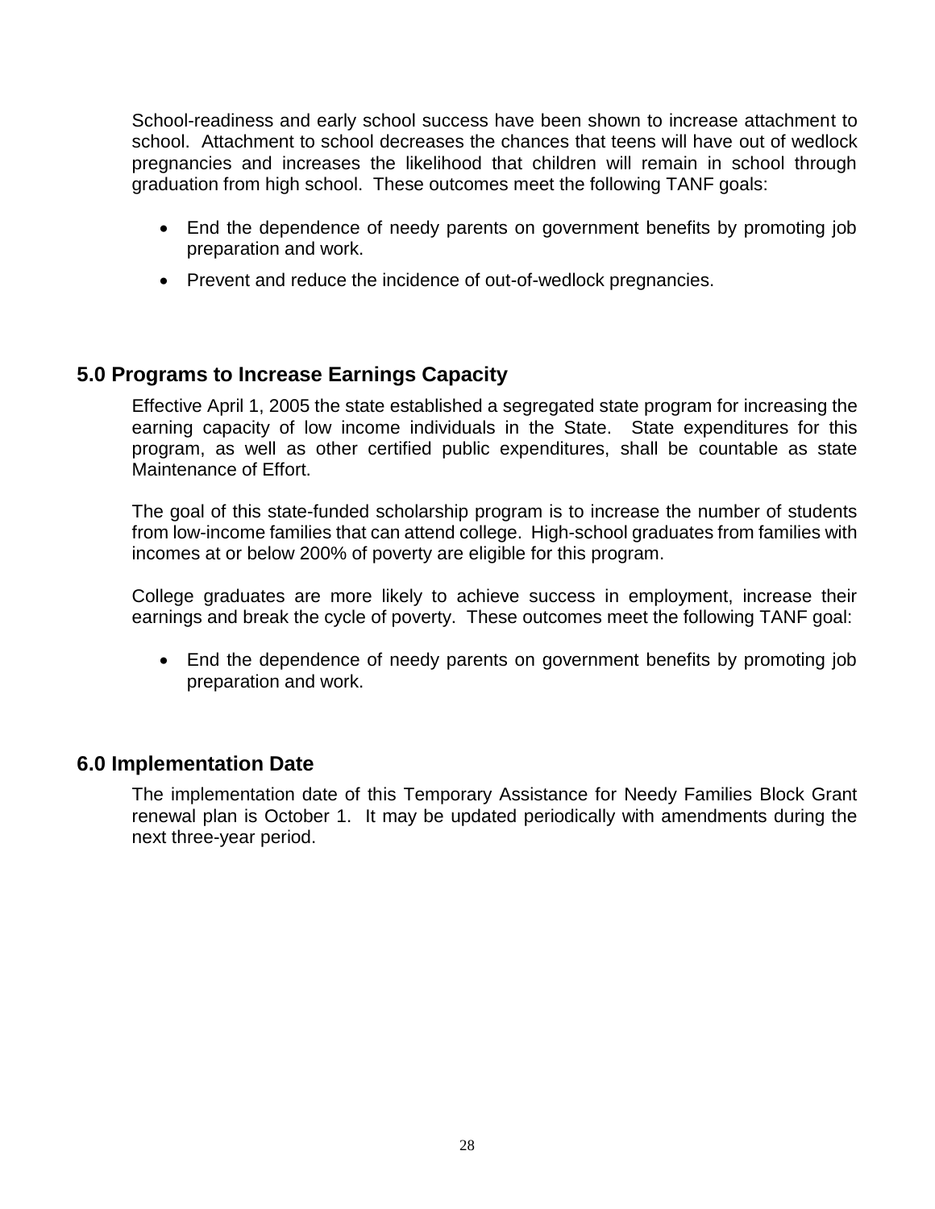School-readiness and early school success have been shown to increase attachment to school. Attachment to school decreases the chances that teens will have out of wedlock pregnancies and increases the likelihood that children will remain in school through graduation from high school. These outcomes meet the following TANF goals:

- End the dependence of needy parents on government benefits by promoting job preparation and work.
- Prevent and reduce the incidence of out-of-wedlock pregnancies.

## 5.0 Programs to Increase Earnings Capacity

Effective April 1, 2005 the state established a segregated state program for increasing the earning capacity of low income individuals in the State. State expenditures for this program, as well as other certified public expenditures, shall be countable as state Maintenance of Effort.

The goal of this state-funded scholarship program is to increase the number of students from low-income families that can attend college. High-school graduates from families with incomes at or below 200% of poverty are eligible for this program.

College graduates are more likely to achieve success in employment, increase their earnings and break the cycle of poverty. These outcomes meet the following TANF goal:

- End the dependence of needy parents on government benefits by promoting job preparation and work.

## 6.0 Implementation Date

The implementation date of this Temporary Assistance for Needy Families Block Grant renewal plan is October 1. It may be updated periodically with amendments during the next three-year period.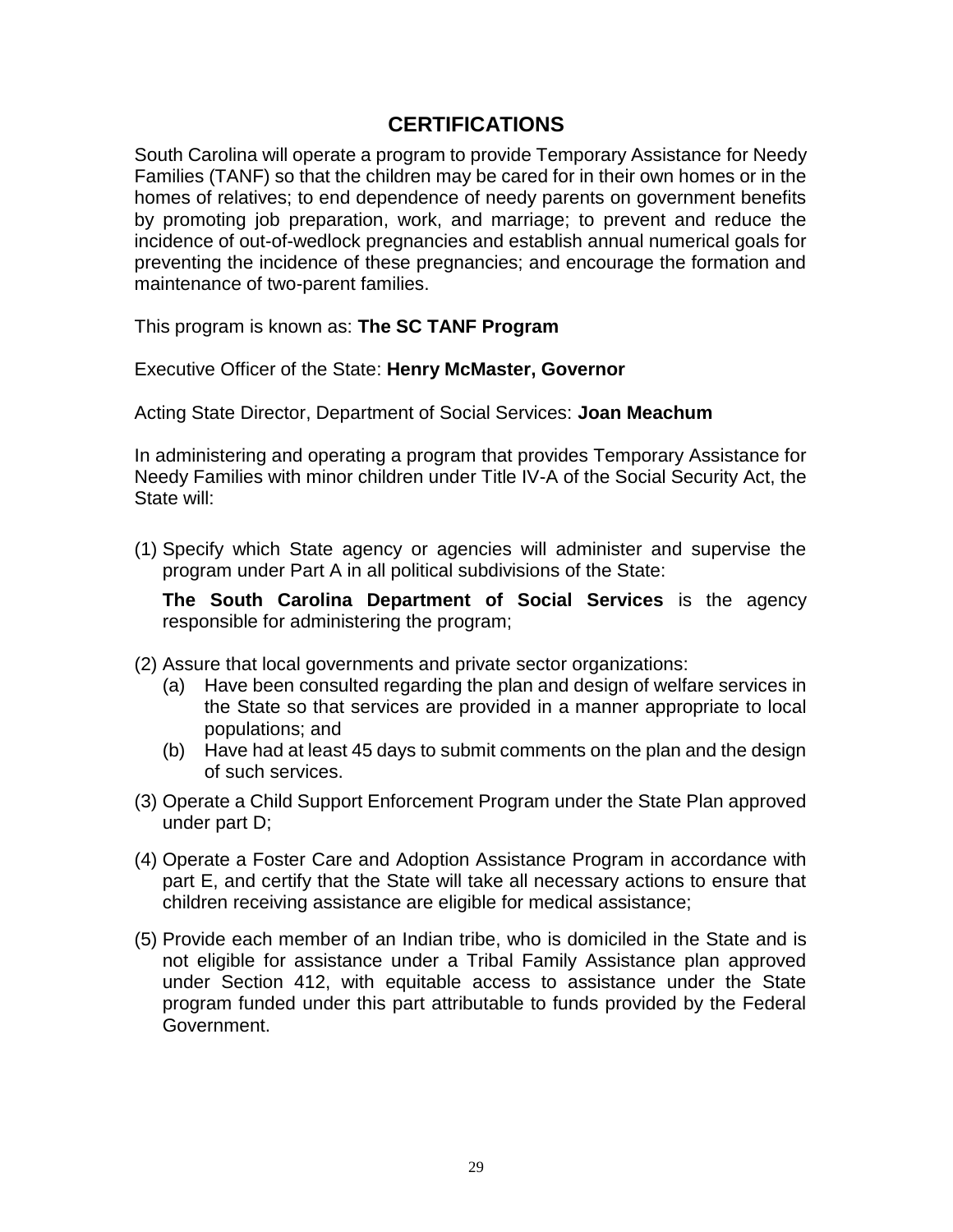## CERTIFICATIONS

South Carolina will operate a program to provide Temporary Assistance for Needy Families (TANF) so that the children may be cared for in their own homes or in the homes of relatives; to end dependence of needy parents on government benefits by promoting job preparation, work, and marriage; to prevent and reduce the incidence of out-of-wedlock pregnancies and establish annual numerical goals for preventing the incidence of these pregnancies; and encourage the formation and maintenance of two-parent families.

This program is known as: **The SC TANF Program**

Executive Officer of the State: **Henry McMaster, Governor**

Acting State Director, Department of Social Services: **Joan Meachum**

In administering and operating a program that provides Temporary Assistance for Needy Families with minor children under Title IV-A of the Social Security Act, the State will:

(1) Specify which State agency or agencies will administer and supervise the program under Part A in all political subdivisions of the State:

    **The South Carolina Department of Social Services** is the agency responsible for administering the program;

(2) Assure that local governments and private sector organizations:
    (a) Have been consulted regarding the plan and design of welfare services in the State so that services are provided in a manner appropriate to local populations; and
    (b) Have had at least 45 days to submit comments on the plan and the design of such services.

(3) Operate a Child Support Enforcement Program under the State Plan approved under part D;

(4) Operate a Foster Care and Adoption Assistance Program in accordance with part E, and certify that the State will take all necessary actions to ensure that children receiving assistance are eligible for medical assistance;

(5) Provide each member of an Indian tribe, who is domiciled in the State and is not eligible for assistance under a Tribal Family Assistance plan approved under Section 412, with equitable access to assistance under the State program funded under this part attributable to funds provided by the Federal Government.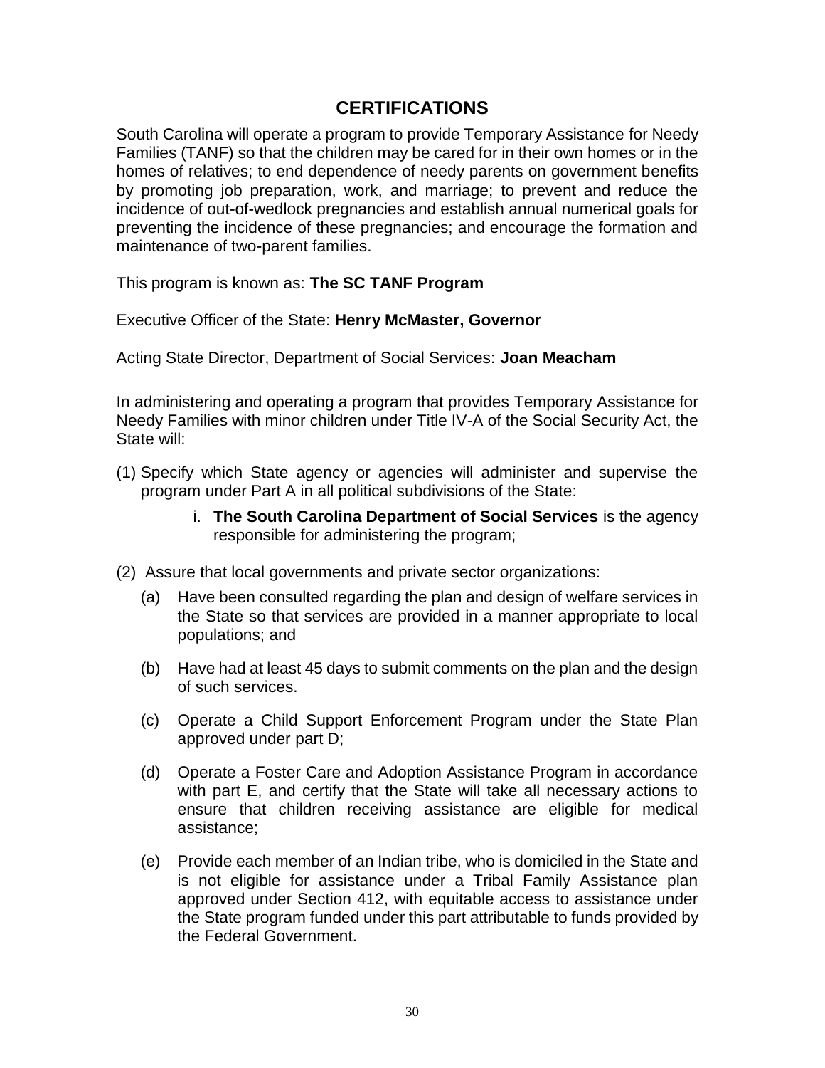# CERTIFICATIONS

South Carolina will operate a program to provide Temporary Assistance for Needy Families (TANF) so that the children may be cared for in their own homes or in the homes of relatives; to end dependence of needy parents on government benefits by promoting job preparation, work, and marriage; to prevent and reduce the incidence of out-of-wedlock pregnancies and establish annual numerical goals for preventing the incidence of these pregnancies; and encourage the formation and maintenance of two-parent families.

This program is known as: **The SC TANF Program**

Executive Officer of the State: **Henry McMaster, Governor**

Acting State Director, Department of Social Services: **Joan Meacham**

In administering and operating a program that provides Temporary Assistance for Needy Families with minor children under Title IV-A of the Social Security Act, the State will:

(1) Specify which State agency or agencies will administer and supervise the program under Part A in all political subdivisions of the State:

   i. **The South Carolina Department of Social Services** is the agency responsible for administering the program;

(2) Assure that local governments and private sector organizations:

   (a) Have been consulted regarding the plan and design of welfare services in the State so that services are provided in a manner appropriate to local populations; and

   (b) Have had at least 45 days to submit comments on the plan and the design of such services.

   (c) Operate a Child Support Enforcement Program under the State Plan approved under part D;

   (d) Operate a Foster Care and Adoption Assistance Program in accordance with part E, and certify that the State will take all necessary actions to ensure that children receiving assistance are eligible for medical assistance;

   (e) Provide each member of an Indian tribe, who is domiciled in the State and is not eligible for assistance under a Tribal Family Assistance plan approved under Section 412, with equitable access to assistance under the State program funded under this part attributable to funds provided by the Federal Government.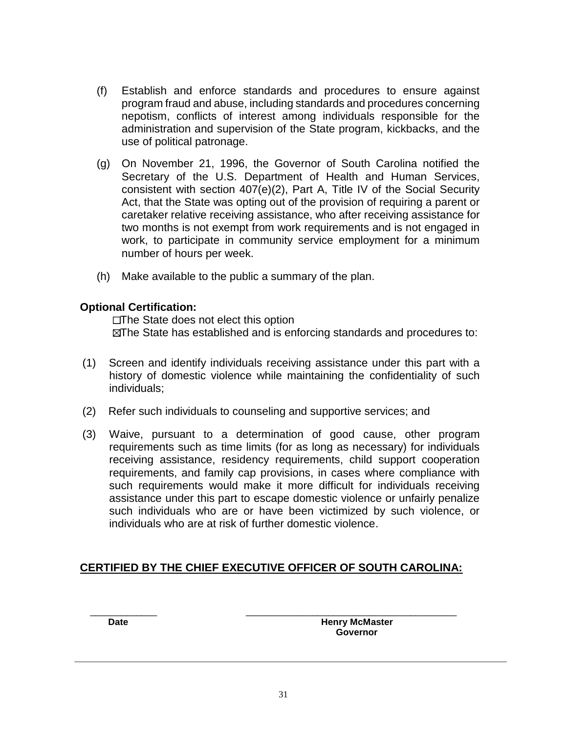(f) Establish and enforce standards and procedures to ensure against program fraud and abuse, including standards and procedures concerning nepotism, conflicts of interest among individuals responsible for the administration and supervision of the State program, kickbacks, and the use of political patronage.

(g) On November 21, 1996, the Governor of South Carolina notified the Secretary of the U.S. Department of Health and Human Services, consistent with section 407(e)(2), Part A, Title IV of the Social Security Act, that the State was opting out of the provision of requiring a parent or caretaker relative receiving assistance, who after receiving assistance for two months is not exempt from work requirements and is not engaged in work, to participate in community service employment for a minimum number of hours per week.

(h) Make available to the public a summary of the plan.

**Optional Certification:**

☐The State does not elect this option

☒The State has established and is enforcing standards and procedures to:

(1) Screen and identify individuals receiving assistance under this part with a history of domestic violence while maintaining the confidentiality of such individuals;

(2) Refer such individuals to counseling and supportive services; and

(3) Waive, pursuant to a determination of good cause, other program requirements such as time limits (for as long as necessary) for individuals receiving assistance, residency requirements, child support cooperation requirements, and family cap provisions, in cases where compliance with such requirements would make it more difficult for individuals receiving assistance under this part to escape domestic violence or unfairly penalize such individuals who are or have been victimized by such violence, or individuals who are at risk of further domestic violence.

**CERTIFIED BY THE CHIEF EXECUTIVE OFFICER OF SOUTH CAROLINA:**

____________ ________________________________________

**Date** **Henry McMaster**
**Governor**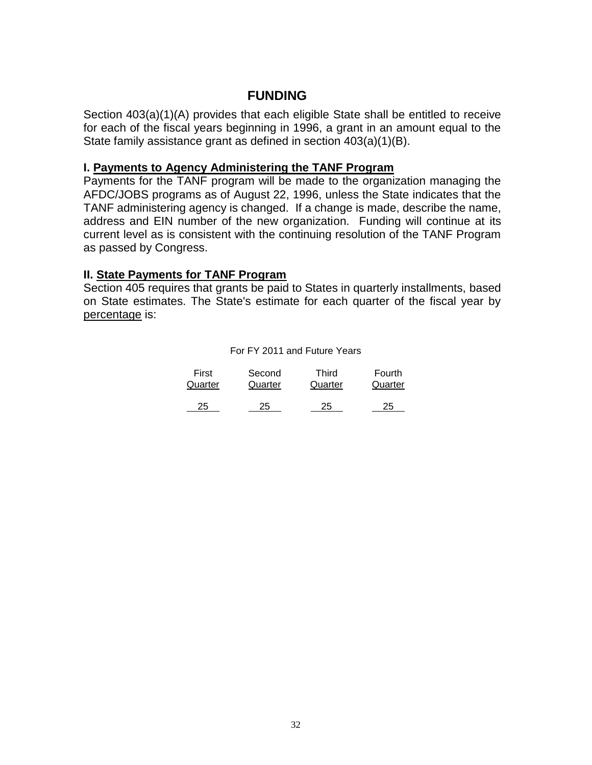# FUNDING

Section 403(a)(1)(A) provides that each eligible State shall be entitled to receive for each of the fiscal years beginning in 1996, a grant in an amount equal to the State family assistance grant as defined in section 403(a)(1)(B).

### I. Payments to Agency Administering the TANF Program

Payments for the TANF program will be made to the organization managing the AFDC/JOBS programs as of August 22, 1996, unless the State indicates that the TANF administering agency is changed. If a change is made, describe the name, address and EIN number of the new organization. Funding will continue at its current level as is consistent with the continuing resolution of the TANF Program as passed by Congress.

### II. State Payments for TANF Program

Section 405 requires that grants be paid to States in quarterly installments, based on State estimates. The State's estimate for each quarter of the fiscal year by percentage is:

For FY 2011 and Future Years

| First Quarter | Second Quarter | Third Quarter | Fourth Quarter |
|---|---|---|---|
| 25 | 25 | 25 | 25 |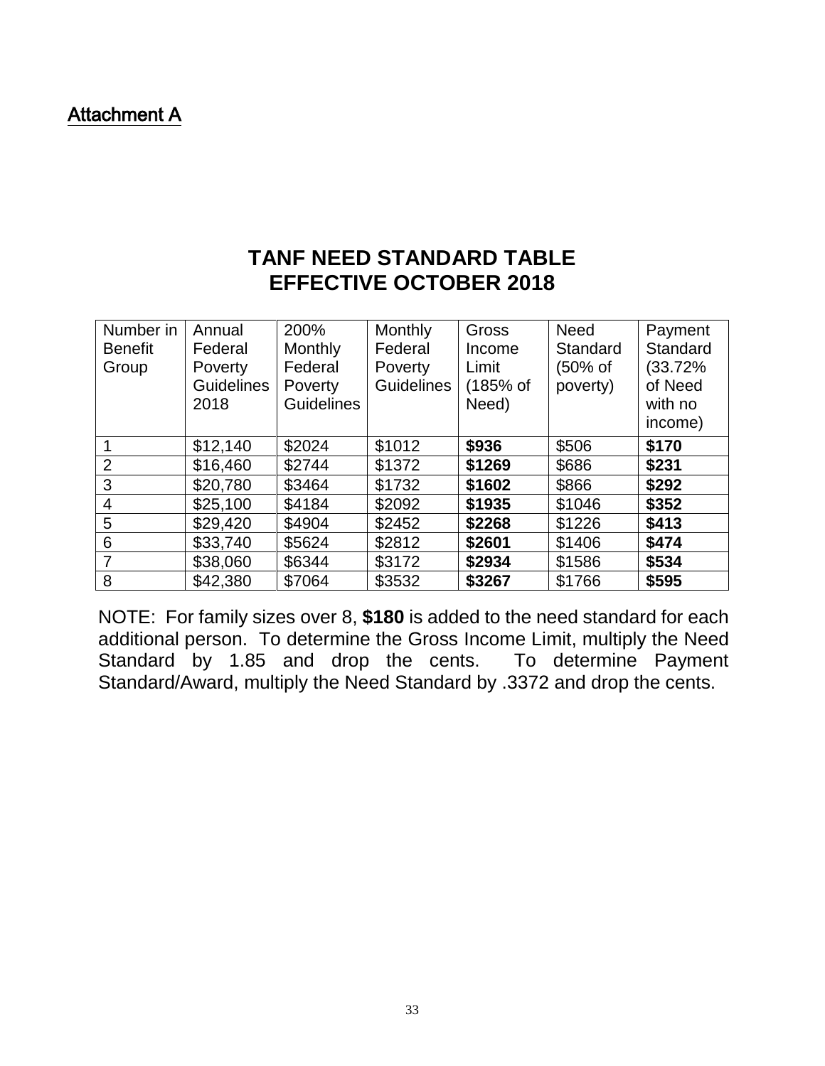**Attachment A**

# TANF NEED STANDARD TABLE
# EFFECTIVE OCTOBER 2018

| Number in Benefit Group | Annual Federal Poverty Guidelines 2018 | 200% Monthly Federal Poverty Guidelines | Monthly Federal Poverty Guidelines | Gross Income Limit (185% of Need) | Need Standard (50% of poverty) | Payment Standard (33.72% of Need with no income) |
|---|---|---|---|---|---|---|
| 1 | $12,140 | $2024 | $1012 | **$936** | $506 | **$170** |
| 2 | $16,460 | $2744 | $1372 | **$1269** | $686 | **$231** |
| 3 | $20,780 | $3464 | $1732 | **$1602** | $866 | **$292** |
| 4 | $25,100 | $4184 | $2092 | **$1935** | $1046 | **$352** |
| 5 | $29,420 | $4904 | $2452 | **$2268** | $1226 | **$413** |
| 6 | $33,740 | $5624 | $2812 | **$2601** | $1406 | **$474** |
| 7 | $38,060 | $6344 | $3172 | **$2934** | $1586 | **$534** |
| 8 | $42,380 | $7064 | $3532 | **$3267** | $1766 | **$595** |

NOTE: For family sizes over 8, **$180** is added to the need standard for each additional person. To determine the Gross Income Limit, multiply the Need Standard by 1.85 and drop the cents. To determine Payment Standard/Award, multiply the Need Standard by .3372 and drop the cents.